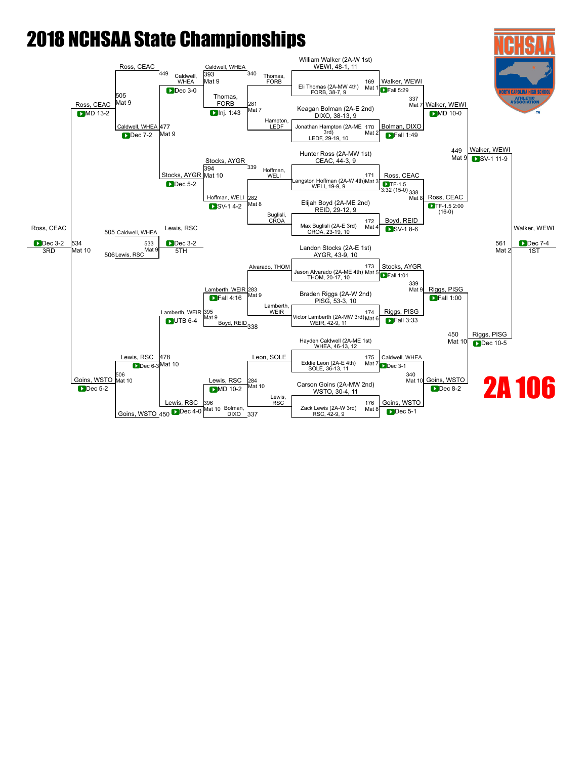# 2018 NCHSAA State Championships

# 2A 106

## Championship Bracket

**Seeds:**
- William Walker (2A-W 1st) WEWI, 48-1, 11
- Eli Thomas (2A-MW 4th) FORB, 38-7, 9
- Keagan Bolman (2A-E 2nd) DIXO, 38-13, 9
- Jonathan Hampton (2A-ME 3rd) LEDF, 29-19, 10
- Hunter Ross (2A-MW 1st) CEAC, 44-3, 9
- Langston Hoffman (2A-W 4th) WELI, 19-9, 9
- Elijah Boyd (2A-ME 2nd) REID, 29-12, 9
- Max Buglisli (2A-E 3rd) CROA, 23-19, 10
- Landon Stocks (2A-E 1st) AYGR, 43-9, 10
- Jason Alvarado (2A-ME 4th) THOM, 20-17, 10
- Braden Riggs (2A-W 2nd) PISG, 53-3, 10
- Victor Lamberth (2A-MW 3rd) WEIR, 42-9, 11
- Hayden Caldwell (2A-ME 1st) WHEA, 46-13, 12
- Eddie Leon (2A-E 4th) SOLE, 36-13, 11
- Carson Goins (2A-MW 2nd) WSTO, 30-4, 11
- Zack Lewis (2A-W 3rd) RSC, 42-9, 9

**First Round:**
- 169 Mat 1: Walker, WEWI — Fall 5:29
- 170 Mat 2: Bolman, DIXO — Fall 1:49
- 171 Mat 3: Ross, CEAC — TF-1.5 3:32 (15-0)
- 172 Mat 4: Boyd, REID — SV-1 8-6
- 173 Mat 5: Stocks, AYGR — Fall 1:01
- 174 Mat 6: Riggs, PISG — Fall 3:33
- 175 Mat 7: Caldwell, WHEA — Dec 3-1
- 176 Mat 8: Goins, WSTO — Dec 5-1

**Quarterfinals:**
- 337 Mat 7: Walker, WEWI — MD 10-0
- 338 Mat 8: Ross, CEAC — TF-1.5 2:00 (16-0)
- 339 Mat 9: Riggs, PISG — Fall 1:00
- 340 Mat 10: Goins, WSTO — Dec 8-2

**Semifinals:**
- 449 Mat 9: Walker, WEWI — SV-1 11-9
- 450 Mat 10: Riggs, PISG — Dec 10-5

**Final:**
- 561 Mat 2: Walker, WEWI — Dec 7-4 — 1ST

## Consolation Bracket

**Consolation Round 1:**
- 281 Mat 7: Thomas, FORB vs Hampton, LEDF — Thomas, FORB
- 282 Mat 8: Hoffman, WELI vs Buglisli, CROA — Hoffman, WELI
- 283 Mat 9: Alvarado, THOM vs Lamberth, WEIR — Lamberth, WEIR
- 284 Mat 10: Leon, SOLE vs Lewis, RSC — Lewis, RSC

**Consolation Round 2:**
- 393 Mat 9: Caldwell, WHEA vs Thomas, FORB (340) — Thomas, FORB — Inj. 1:43
- 394 Mat 10: Stocks, AYGR vs Hoffman, WELI (339) — Hoffman, WELI — SV-1 4-2
- 395 Mat 9: Lamberth, WEIR vs Boyd, REID (338) — Lamberth, WEIR — UTB 6-4
- 396 Mat 10: Lewis, RSC vs Bolman, DIXO (337) — Lewis, RSC — MD 10-2

**Consolation Quarterfinals:**
- 477 Mat 9: Caldwell, WHEA vs Thomas, FORB — Caldwell, WHEA — Dec 3-0
- 478 Mat 10: Lewis, RSC vs Lewis, RSC — Lewis, RSC — Dec 4-0

**Consolation Semifinals:**
- 505 Mat 9: Ross, CEAC (449) vs Caldwell, WHEA — Ross, CEAC — Dec 7-2 (Caldwell, WHEA)
- Stocks, AYGR — Dec 5-2
- Lamberth, WEIR
- 506 Mat 10: Goins, WSTO (450) vs Lewis, RSC — Goins, WSTO — Dec 6-3 (Lewis, RSC)
- Lewis, RSC — Dec 5-2 (Goins, WSTO)

**3rd Place:**
- 534 Mat 10: Ross, CEAC vs Goins, WSTO — Ross, CEAC — MD 13-2 / Dec 3-2 — 3RD

**5th Place:**
- 533 Mat 9: Caldwell, WHEA (505) vs Lewis, RSC (506) — Lewis, RSC — Dec 3-2 — 5TH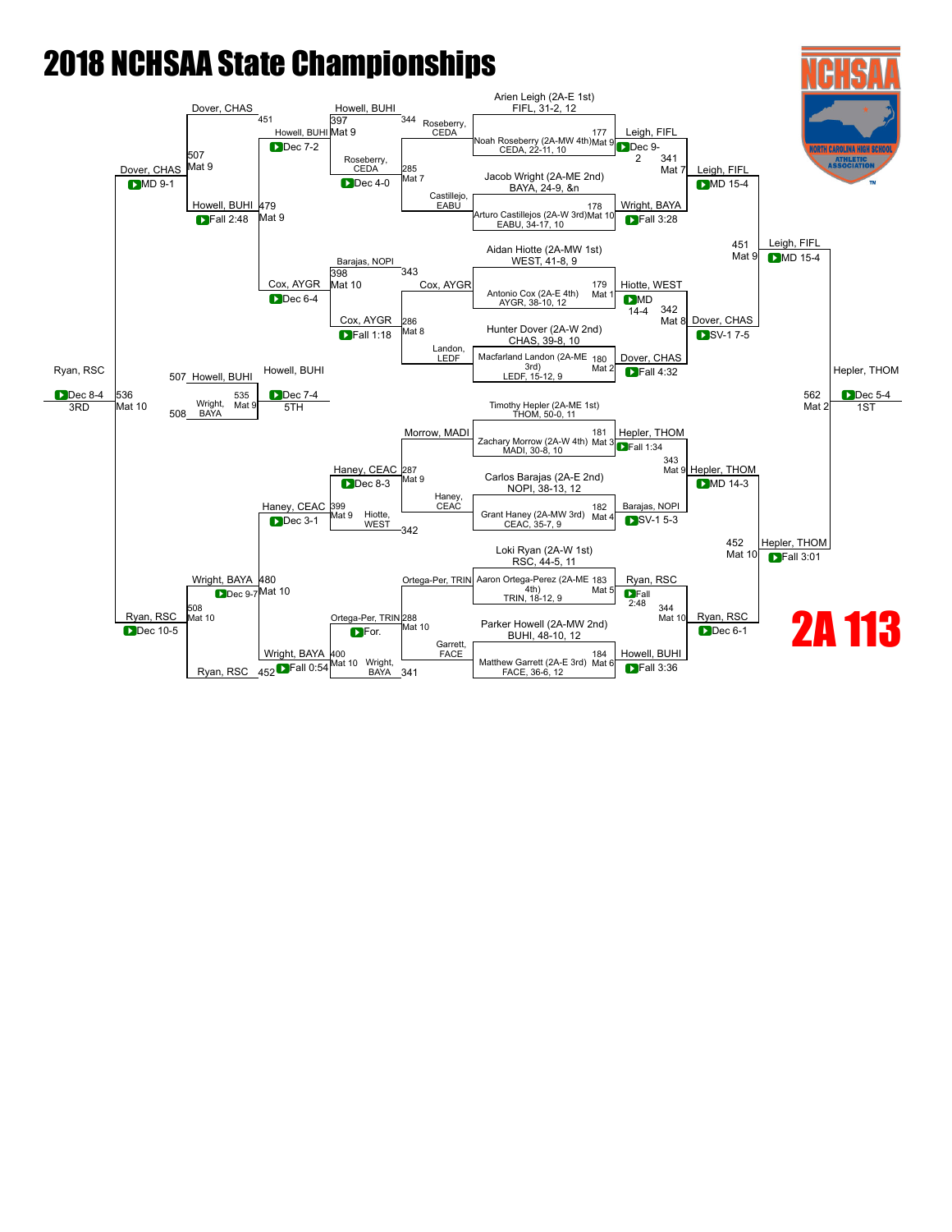# 2018 NCHSAA State Championships

## 2A 113

### Championship Bracket

**Seeds:**

- Arien Leigh (2A-E 1st) FIFL, 31-2, 12
- Noah Roseberry (2A-MW 4th) CEDA, 22-11, 10
- Jacob Wright (2A-ME 2nd) BAYA, 24-9, &n
- Arturo Castillejos (2A-W 3rd) EABU, 34-17, 10
- Aidan Hiotte (2A-MW 1st) WEST, 41-8, 9
- Antonio Cox (2A-E 4th) AYGR, 38-10, 12
- Hunter Dover (2A-W 2nd) CHAS, 39-8, 10
- Macfarland Landon (2A-ME 3rd) LEDF, 15-12, 9
- Timothy Hepler (2A-ME 1st) THOM, 50-0, 11
- Zachary Morrow (2A-W 4th) MADI, 30-8, 10
- Carlos Barajas (2A-E 2nd) NOPI, 38-13, 12
- Grant Haney (2A-MW 3rd) CEAC, 35-7, 9
- Loki Ryan (2A-W 1st) RSC, 44-5, 11
- Aaron Ortega-Perez (2A-ME 4th) TRIN, 18-12, 9
- Parker Howell (2A-MW 2nd) BUHI, 48-10, 12
- Matthew Garrett (2A-E 3rd) FACE, 36-6, 12

**First Round:**

| Bout | Mat | Winner | Result |
|---|---|---|---|
| 177 | Mat 9 | Leigh, FIFL | Dec 9-2 |
| 178 | Mat 10 | Wright, BAYA | Fall 3:28 |
| 179 | Mat 1 | Hiotte, WEST | MD 14-4 |
| 180 | Mat 2 | Dover, CHAS | Fall 4:32 |
| 181 | Mat 3 | Hepler, THOM | Fall 1:34 |
| 182 | Mat 4 | Barajas, NOPI | SV-1 5-3 |
| 183 | Mat 5 | Ryan, RSC | Fall 2:48 |
| 184 | Mat 6 | Howell, BUHI | Fall 3:36 |

**Quarterfinals:**

| Bout | Mat | Winner | Result |
|---|---|---|---|
| 341 | Mat 7 | Leigh, FIFL | MD 15-4 |
| 342 | Mat 8 | Dover, CHAS | SV-1 7-5 |
| 343 | Mat 9 | Hepler, THOM | MD 14-3 |
| 344 | Mat 10 | Ryan, RSC | Dec 6-1 |

**Semifinals:**

| Bout | Mat | Winner | Result |
|---|---|---|---|
| 451 | Mat 9 | Leigh, FIFL | MD 15-4 |
| 452 | Mat 10 | Hepler, THOM | Fall 3:01 |

**Final:**

| Bout | Mat | Winner | Result | Place |
|---|---|---|---|---|
| 562 | Mat 2 | Hepler, THOM | Dec 5-4 | 1ST |

### Consolation Bracket

**First Round:**

| Bout | Mat | Wrestlers | Winner | Result |
|---|---|---|---|---|
| 285 | Mat 7 | Roseberry, CEDA vs Castillejo, EABU | Roseberry, CEDA | Dec 4-0 |
| 286 | Mat 8 | Cox, AYGR vs Landon, LEDF | Cox, AYGR | Fall 1:18 |
| 287 | Mat 9 | Morrow, MADI vs Haney, CEAC | Haney, CEAC | Dec 8-3 |
| 288 | Mat 10 | Ortega-Per, TRIN vs Garrett, FACE | Ortega-Per, TRIN | For. |

**Second Round:**

| Bout | Mat | Wrestlers | Winner | Result |
|---|---|---|---|---|
| 397 | Mat 9 | Howell, BUHI vs Roseberry, CEDA | Howell, BUHI | Dec 7-2 |
| 398 | Mat 10 | Barajas, NOPI vs Cox, AYGR | Cox, AYGR | Dec 6-4 |
| 399 | Mat 9 | Haney, CEAC vs Hiotte, WEST | Haney, CEAC | Dec 3-1 |
| 400 | Mat 10 | Ortega-Per, TRIN vs Wright, BAYA | Wright, BAYA | Fall 0:54 |

**Quarterfinals:**

| Bout | Mat | Wrestlers | Winner | Result |
|---|---|---|---|---|
| 479 | Mat 9 | Howell, BUHI vs Cox, AYGR | Howell, BUHI | Fall 2:48 |
| 480 | Mat 10 | Haney, CEAC vs Wright, BAYA | Wright, BAYA | Dec 9-7 |

**Semifinals:**

| Bout | Mat | Wrestlers | Winner | Result |
|---|---|---|---|---|
| 507 | Mat 9 | Dover, CHAS vs Howell, BUHI | Dover, CHAS | MD 9-1 |
| 508 | Mat 10 | Wright, BAYA vs Ryan, RSC | Ryan, RSC | Dec 10-5 |

**Placement Matches:**

| Bout | Mat | Wrestlers | Winner | Result | Place |
|---|---|---|---|---|---|
| 536 | Mat 10 | Dover, CHAS vs Ryan, RSC | Ryan, RSC | Dec 8-4 | 3RD |
| 535 | Mat 9 | Howell, BUHI vs Wright, BAYA | Howell, BUHI | Dec 7-4 | 5TH |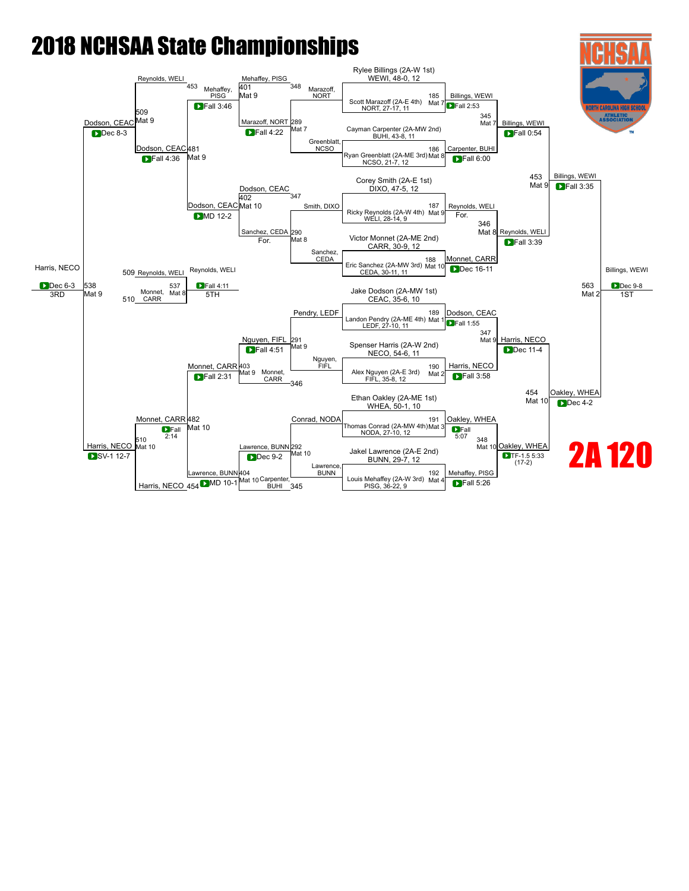# 2018 NCHSAA State Championships

## 2A 120

### Championship Bracket

**Seeds:**

- Rylee Billings (2A-W 1st) WEWI, 48-0, 12
- Scott Marazoff (2A-E 4th) NORT, 27-17, 11
- Cayman Carpenter (2A-MW 2nd) BUHI, 43-8, 11
- Ryan Greenblatt (2A-ME 3rd) NCSO, 21-7, 12
- Corey Smith (2A-E 1st) DIXO, 47-5, 12
- Ricky Reynolds (2A-W 4th) WELI, 28-14, 9
- Victor Monnet (2A-ME 2nd) CARR, 30-9, 12
- Eric Sanchez (2A-MW 3rd) CEDA, 30-11, 11
- Jake Dodson (2A-MW 1st) CEAC, 35-6, 10
- Landon Pendry (2A-ME 4th) LEDF, 27-10, 11
- Spenser Harris (2A-W 2nd) NECO, 54-6, 11
- Alex Nguyen (2A-E 3rd) FIFL, 35-8, 12
- Ethan Oakley (2A-ME 1st) WHEA, 50-1, 10
- Thomas Conrad (2A-MW 4th) NODA, 27-10, 12
- Jakel Lawrence (2A-E 2nd) BUNN, 29-7, 12
- Louis Mehaffey (2A-W 3rd) PISG, 36-22, 9

**First Round:**

- 185 Mat 7: Billings, WEWI — Fall 2:53
- 186 Mat 8: Carpenter, BUHI — Fall 6:00
- 187 Mat 9: Reynolds, WELI — For.
- 188 Mat 10: Monnet, CARR — Dec 16-11
- 189 Mat 1: Dodson, CEAC — Fall 1:55
- 190 Mat 2: Harris, NECO — Fall 3:58
- 191 Mat 3: Oakley, WHEA — Fall 5:07
- 192 Mat 4: Mehaffey, PISG — Fall 5:26

**Quarterfinals:**

- 345 Mat 7: Billings, WEWI — Fall 0:54
- 346 Mat 8: Reynolds, WELI — Fall 3:39
- 347 Mat 9: Harris, NECO — Dec 11-4
- 348 Mat 10: Oakley, WHEA — TF-1.5 5:33 (17-2)

**Semifinals:**

- 453 Mat 9: Billings, WEWI — Fall 3:35
- 454 Mat 10: Oakley, WHEA — Dec 4-2

**Final (563 Mat 2):** Billings, WEWI — Dec 9-8 — **1ST**

### Consolation Bracket

**Consolation Round 1:**

- 289 Mat 7: Marazoff, NORT over Greenblatt, NCSO — Fall 4:22
- 290 Mat 8: Sanchez, CEDA over Smith, DIXO — For.
- 291 Mat 9: Nguyen, FIFL over Pendry, LEDF — Fall 4:51
- 292 Mat 10: Lawrence, BUNN over Conrad, NODA — Dec 9-2

**Consolation Round 2:**

- 401 Mat 9: Mehaffey, PISG over Marazoff, NORT (348)
- 402 Mat 10: Dodson, CEAC over Sanchez, CEDA (347)
- 403 Mat 9: Monnet, CARR over Nguyen, FIFL (346)
- 404 Mat 10: Lawrence, BUNN over Carpenter, BUHI (345)

**Consolation Quarterfinals:**

- 453: Mehaffey, PISG
- 481 Mat 9: Dodson, CEAC — MD 12-2
- 482 Mat 10: Monnet, CARR — Fall 2:31
- 454: Harris, NECO — MD 10-1 (over Lawrence, BUNN)

**Consolation Semifinals:**

- 509 Mat 9: Dodson, CEAC over Reynolds, WELI — Fall 4:36 / Fall 3:46
- 510 Mat 10: Harris, NECO over Monnet, CARR — Fall 2:14

**3rd Place (538 Mat 9):** Harris, NECO over Dodson, CEAC — Dec 6-3 — **3RD**

(Dodson, CEAC — Dec 8-3; Harris, NECO — SV-1 12-7)

**5th Place (537 Mat 8):** Reynolds, WELI (509) over Monnet, CARR (510) — Fall 4:11 — **5TH**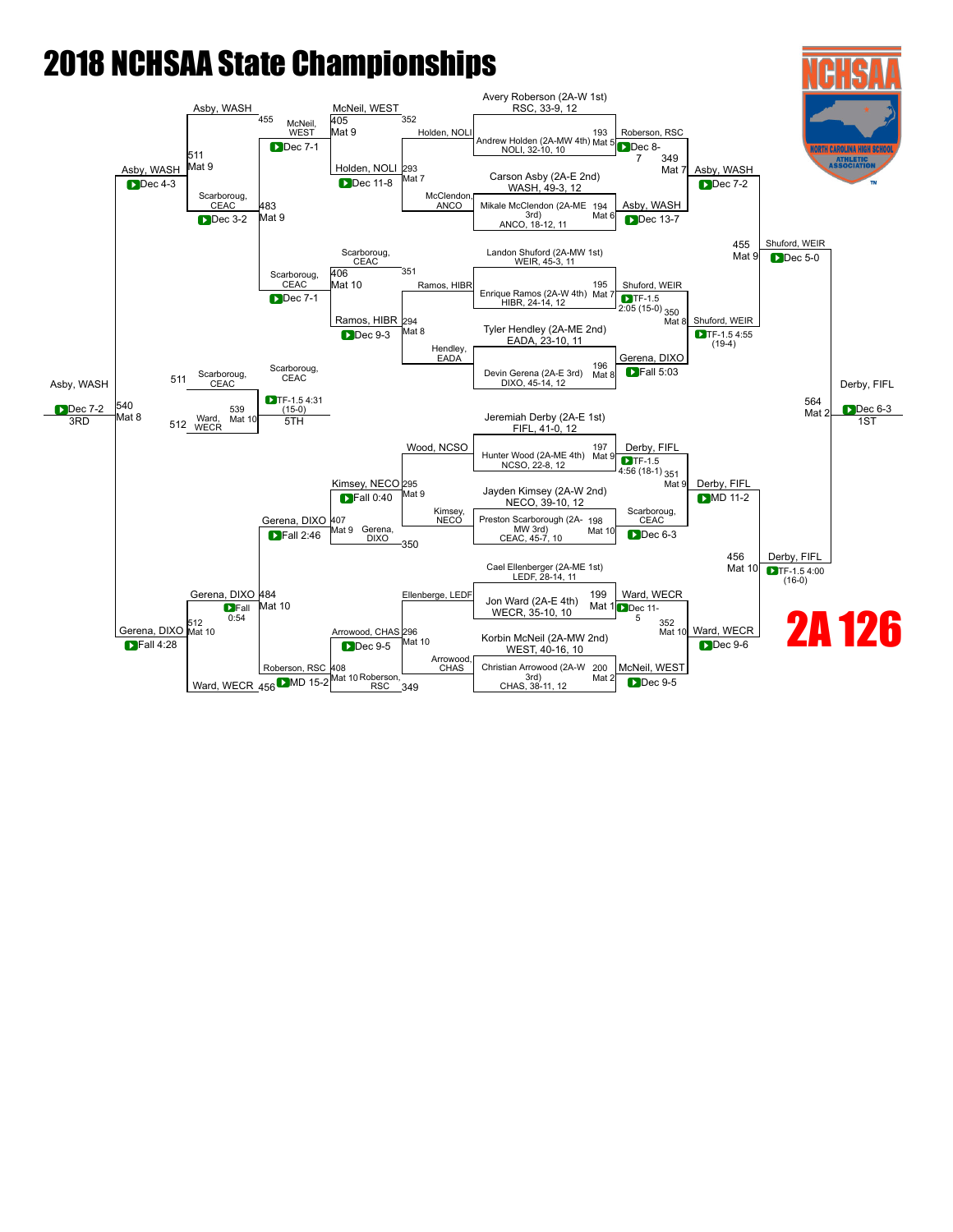# 2018 NCHSAA State Championships

## 2A 126

### Championship Bracket

**First Round**

| Bout | Mat | Matchup | Winner | Result |
|---|---|---|---|---|
| 193 | Mat 5 | Avery Roberson (2A-W 1st) RSC, 33-9, 12 vs. Andrew Holden (2A-MW 4th) NOLI, 32-10, 10 | Roberson, RSC | Dec 8-7 |
| 194 | Mat 6 | Carson Asby (2A-E 2nd) WASH, 49-3, 12 vs. Mikale McClendon (2A-ME 3rd) ANCO, 18-12, 11 | Asby, WASH | Dec 13-7 |
| 195 | Mat 7 | Landon Shuford (2A-MW 1st) WEIR, 45-3, 11 vs. Enrique Ramos (2A-W 4th) HIBR, 24-14, 12 | Shuford, WEIR | TF-1.5 2:05 (15-0) |
| 196 | Mat 8 | Tyler Hendley (2A-ME 2nd) EADA, 23-10, 11 vs. Devin Gerena (2A-E 3rd) DIXO, 45-14, 12 | Gerena, DIXO | Fall 5:03 |
| 197 | Mat 9 | Jeremiah Derby (2A-E 1st) FIFL, 41-0, 12 vs. Hunter Wood (2A-ME 4th) NCSO, 22-8, 12 | Derby, FIFL | TF-1.5 4:56 (18-1) |
| 198 | Mat 10 | Jayden Kimsey (2A-W 2nd) NECO, 39-10, 12 vs. Preston Scarborough (2A-MW 3rd) CEAC, 45-7, 10 | Scarboroug, CEAC | Dec 6-3 |
| 199 | Mat 1 | Cael Ellenberger (2A-ME 1st) LEDF, 28-14, 11 vs. Jon Ward (2A-E 4th) WECR, 35-10, 10 | Ward, WECR | Dec 11-5 |
| 200 | Mat 2 | Korbin McNeil (2A-MW 2nd) WEST, 40-16, 10 vs. Christian Arrowood (2A-W 3rd) CHAS, 38-11, 12 | McNeil, WEST | Dec 9-5 |

**Quarterfinals**

| Bout | Mat | Matchup | Winner | Result |
|---|---|---|---|---|
| 349 | Mat 7 | Roberson, RSC vs. Asby, WASH | Asby, WASH | Dec 7-2 |
| 350 | Mat 8 | Shuford, WEIR vs. Gerena, DIXO | Shuford, WEIR | TF-1.5 4:55 (19-4) |
| 351 | Mat 9 | Derby, FIFL vs. Scarboroug, CEAC | Derby, FIFL | MD 11-2 |
| 352 | Mat 10 | Ward, WECR vs. McNeil, WEST | Ward, WECR | Dec 9-6 |

**Semifinals**

| Bout | Mat | Matchup | Winner | Result |
|---|---|---|---|---|
| 455 | Mat 9 | Asby, WASH vs. Shuford, WEIR | Shuford, WEIR | Dec 5-0 |
| 456 | Mat 10 | Derby, FIFL vs. Ward, WECR | Derby, FIFL | TF-1.5 4:00 (16-0) |

**Final (1st Place)**

| Bout | Mat | Matchup | Winner | Result |
|---|---|---|---|---|
| 564 | Mat 2 | Shuford, WEIR vs. Derby, FIFL | Derby, FIFL | Dec 6-3 |

### Consolation Bracket

**First Round**

| Bout | Mat | Matchup | Winner | Result |
|---|---|---|---|---|
| 293 | Mat 7 | Holden, NOLI vs. McClendon, ANCO | Holden, NOLI | Dec 11-8 |
| 294 | Mat 8 | Ramos, HIBR vs. Hendley, EADA | Ramos, HIBR | Dec 9-3 |
| 295 | Mat 9 | Wood, NCSO vs. Kimsey, NECO | Kimsey, NECO | Fall 0:40 |
| 296 | Mat 10 | Ellenberger, LEDF vs. Arrowood, CHAS | Arrowood, CHAS | Dec 9-5 |

**Second Round**

| Bout | Mat | Matchup | Winner | Result |
|---|---|---|---|---|
| 405 | Mat 9 | McNeil, WEST vs. Holden, NOLI | McNeil, WEST | Dec 7-1 |
| 406 | Mat 10 | Scarboroug, CEAC vs. Ramos, HIBR | Scarboroug, CEAC | Dec 7-1 |
| 407 | Mat 9 | Kimsey, NECO vs. Gerena, DIXO | Gerena, DIXO | Fall 2:46 |
| 408 | Mat 10 | Roberson, RSC vs. Arrowood, CHAS | Roberson, RSC | MD 15-2 |

**Consolation Semifinals**

| Bout | Mat | Matchup | Winner | Result |
|---|---|---|---|---|
| 483 | Mat 9 | Asby, WASH vs. McNeil, WEST | Asby, WASH | Dec 3-2 |
| 484 | Mat 10 | Gerena, DIXO vs. Roberson, RSC | Gerena, DIXO | Fall 0:54 |

**Consolation Finals**

| Bout | Mat | Matchup | Winner | Result |
|---|---|---|---|---|
| 511 | Mat 9 | Scarboroug, CEAC vs. Asby, WASH | Asby, WASH | Dec 4-3 |
| 512 | Mat 10 | Gerena, DIXO vs. Ward, WECR | Gerena, DIXO | Fall 4:28 |

**5th Place**

| Bout | Mat | Matchup | Winner | Result |
|---|---|---|---|---|
| 539 | Mat 10 | Scarboroug, CEAC vs. Ward, WECR | Scarboroug, CEAC | TF-1.5 4:31 (15-0) |

**3rd Place**

| Bout | Mat | Matchup | Winner | Result |
|---|---|---|---|---|
| 540 | Mat 8 | Asby, WASH vs. Gerena, DIXO | Asby, WASH | Dec 7-2 |

### Final Placings

- 1ST: Derby, FIFL
- 3RD: Asby, WASH
- 5TH: Scarboroug, CEAC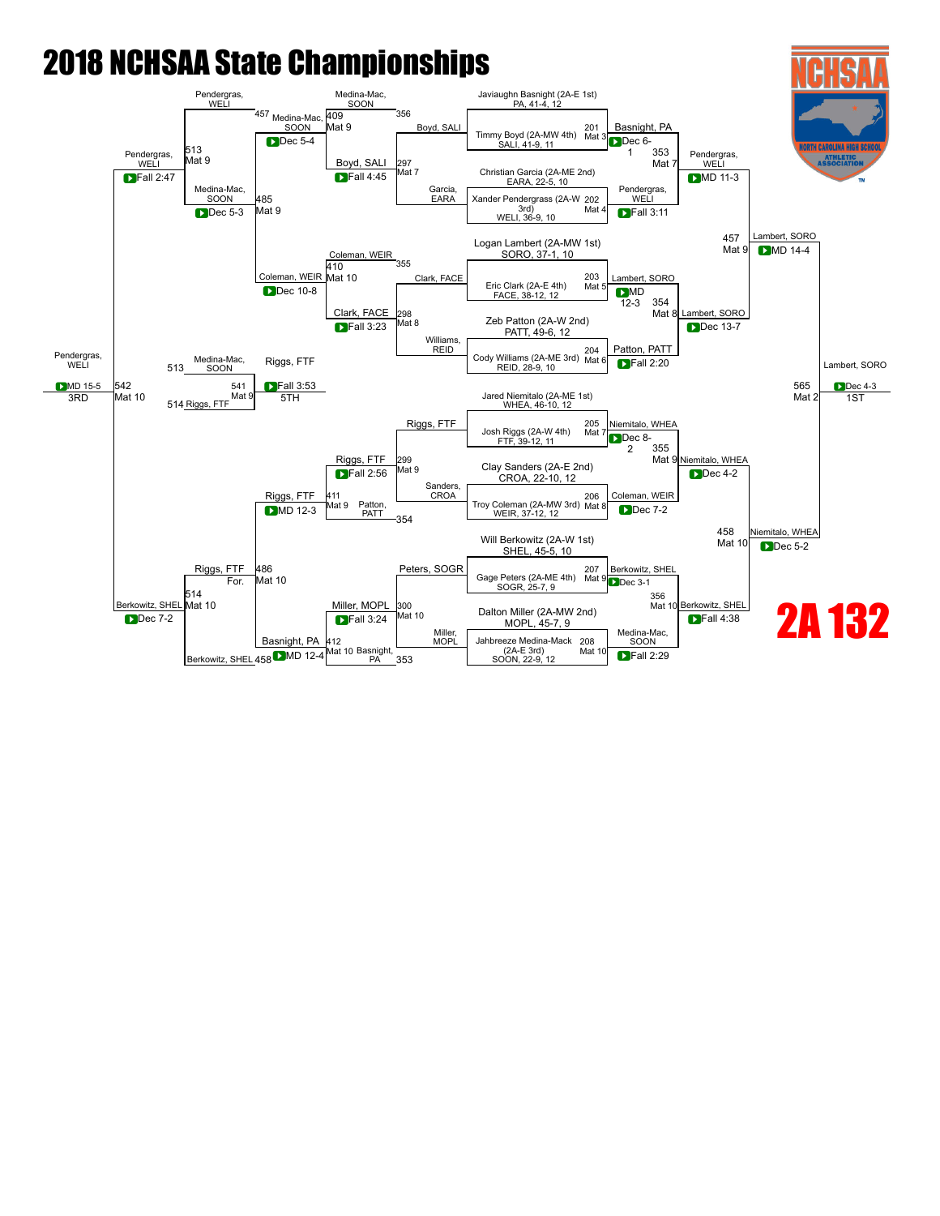# 2018 NCHSAA State Championships

## 2A 132

### Championship Bracket

**Seeds:**
- Javiaughn Basnight (2A-E 1st) PA, 41-4, 12
- Timmy Boyd (2A-MW 4th) SALI, 41-9, 11
- Christian Garcia (2A-ME 2nd) EARA, 22-5, 10
- Xander Pendergrass (2A-W 3rd) WELI, 36-9, 10
- Logan Lambert (2A-MW 1st) SORO, 37-1, 10
- Eric Clark (2A-E 4th) FACE, 38-12, 12
- Zeb Patton (2A-W 2nd) PATT, 49-6, 12
- Cody Williams (2A-ME 3rd) REID, 28-9, 10
- Jared Niemitalo (2A-ME 1st) WHEA, 46-10, 12
- Josh Riggs (2A-W 4th) FTF, 39-12, 11
- Clay Sanders (2A-E 2nd) CROA, 22-10, 12
- Troy Coleman (2A-MW 3rd) WEIR, 37-12, 12
- Will Berkowitz (2A-W 1st) SHEL, 45-5, 10
- Gage Peters (2A-ME 4th) SOGR, 25-7, 9
- Dalton Miller (2A-MW 2nd) MOPL, 45-7, 9
- Jahbreeze Medina-Mack (2A-E 3rd) SOON, 22-9, 12

**First Round:**
- 201 Mat 3: Basnight, PA — Dec 6-1
- 202 Mat 4: Pendergras, WELI — Fall 3:11
- 203 Mat 5: Lambert, SORO — MD 12-3
- 204 Mat 6: Patton, PATT — Fall 2:20
- 205 Mat 7: Niemitalo, WHEA — Dec 8-2
- 206 Mat 8: Coleman, WEIR — Dec 7-2
- 207 Mat 9: Berkowitz, SHEL — Dec 3-1
- 208 Mat 10: Medina-Mac, SOON — Fall 2:29

**Quarterfinals:**
- 353 Mat 7: Pendergras, WELI — MD 11-3
- 354 Mat 8: Lambert, SORO — Dec 13-7
- 355 Mat 9: Niemitalo, WHEA — Dec 4-2
- 356 Mat 10: Berkowitz, SHEL — Fall 4:38

**Semifinals:**
- 457 Mat 9: Lambert, SORO — MD 14-4
- 458 Mat 10: Niemitalo, WHEA — Dec 5-2

**Final:**
- 565 Mat 2: Lambert, SORO — Dec 4-3 — 1ST

### Consolation Bracket

**Consolation Round 1:**
- 297 Mat 7: Boyd, SALI over Garcia, EARA — Fall 4:45
- 298 Mat 8: Clark, FACE over Williams, REID — Fall 3:23
- 299 Mat 9: Riggs, FTF over Sanders, CROA — Fall 2:56
- 300 Mat 10: Miller, MOPL over Peters, SOGR — Fall 3:24

**Consolation Round 2:**
- 409 Mat 9: Medina-Mac, SOON over Boyd, SALI — Dec 5-4
- 410 Mat 10: Coleman, WEIR over Clark, FACE — Dec 10-8
- 411 Mat 9: Riggs, FTF over Patton, PATT — MD 12-3
- 412 Mat 10: Basnight, PA over Miller, MOPL — MD 12-4

**Consolation Quarterfinals:**
- 485 Mat 9: Medina-Mac, SOON over Coleman, WEIR — Dec 5-3
- 486 Mat 10: Riggs, FTF over Basnight, PA — For.

**Consolation Semifinals:**
- 513 Mat 9: Pendergras, WELI over Medina-Mac, SOON — Fall 2:47
- 514 Mat 10: Berkowitz, SHEL over Riggs, FTF — Dec 7-2

**Third Place:**
- 542 Mat 10: Pendergras, WELI over Berkowitz, SHEL — MD 15-5 — 3RD

**Fifth Place:**
- 541 Mat 9: Riggs, FTF over Medina-Mac, SOON — Fall 3:53 — 5TH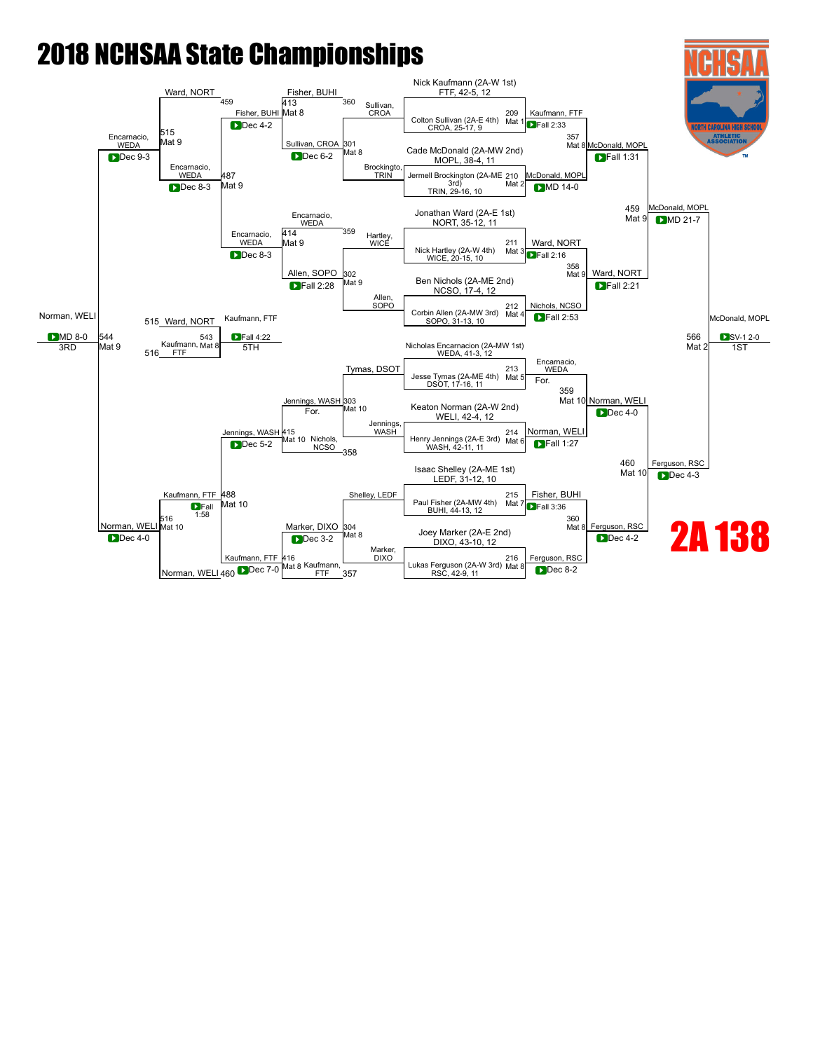# 2018 NCHSAA State Championships

## 2A 138

### Championship Bracket

| Bout | Mat | Wrestler | Wrestler | Result |
|---|---|---|---|---|
| 209 | Mat 1 | Nick Kaufmann (2A-W 1st) FTF, 42-5, 12 | Colton Sullivan (2A-E 4th) CROA, 25-17, 9 | Kaufmann, FTF — Fall 2:33 |
| 210 | Mat 2 | Cade McDonald (2A-MW 2nd) MOPL, 38-4, 11 | Jermell Brockington (2A-ME 3rd) TRIN, 29-16, 10 | McDonald, MOPL — MD 14-0 |
| 211 | Mat 3 | Jonathan Ward (2A-E 1st) NORT, 35-12, 11 | Nick Hartley (2A-W 4th) WICE, 20-15, 10 | Ward, NORT — Fall 2:16 |
| 212 | Mat 4 | Ben Nichols (2A-ME 2nd) NCSO, 17-4, 12 | Corbin Allen (2A-MW 3rd) SOPO, 31-13, 10 | Nichols, NCSO — Fall 2:53 |
| 213 | Mat 5 | Nicholas Encarnacion (2A-MW 1st) WEDA, 41-3, 12 | Jesse Tymas (2A-ME 4th) DSOT, 17-16, 11 | Encarnacio, WEDA — For. |
| 214 | Mat 6 | Keaton Norman (2A-W 2nd) WELI, 42-4, 12 | Henry Jennings (2A-E 3rd) WASH, 42-11, 11 | Norman, WELI — Fall 1:27 |
| 215 | Mat 7 | Isaac Shelley (2A-ME 1st) LEDF, 31-12, 10 | Paul Fisher (2A-MW 4th) BUHI, 44-13, 12 | Fisher, BUHI — Fall 3:36 |
| 216 | Mat 8 | Joey Marker (2A-E 2nd) DIXO, 43-10, 12 | Lukas Ferguson (2A-W 3rd) RSC, 42-9, 11 | Ferguson, RSC — Dec 8-2 |
| 357 | Mat 8 | Kaufmann, FTF | McDonald, MOPL | McDonald, MOPL — Fall 1:31 |
| 358 | Mat 9 | Ward, NORT | Nichols, NCSO | Ward, NORT — Fall 2:21 |
| 359 | Mat 10 | Encarnacio, WEDA | Norman, WELI | Norman, WELI — Dec 4-0 |
| 360 | Mat 8 | Fisher, BUHI | Ferguson, RSC | Ferguson, RSC — Dec 4-2 |
| 459 | Mat 9 | McDonald, MOPL | Ward, NORT | McDonald, MOPL — MD 21-7 |
| 460 | Mat 10 | Norman, WELI | Ferguson, RSC | Ferguson, RSC — Dec 4-3 |
| 566 | Mat 2 | McDonald, MOPL | Ferguson, RSC | McDonald, MOPL — SV-1 2-0 (1ST) |

### Consolation Bracket

| Bout | Mat | Wrestler | Wrestler | Result |
|---|---|---|---|---|
| 301 | Mat 8 | Sullivan, CROA | Brockingto, TRIN | Sullivan, CROA — Dec 6-2 |
| 302 | Mat 9 | Hartley, WICE | Allen, SOPO | Allen, SOPO — Fall 2:28 |
| 303 | Mat 10 | Tymas, DSOT | Jennings, WASH | Jennings, WASH — For. |
| 304 | Mat 8 | Shelley, LEDF | Marker, DIXO | Marker, DIXO — Dec 3-2 |
| 413 | Mat 8 | Fisher, BUHI | Sullivan, CROA | Fisher, BUHI — Dec 4-2 |
| 414 | Mat 9 | Encarnacio, WEDA | Allen, SOPO | Encarnacio, WEDA — Dec 8-3 |
| 415 | Mat 10 | Jennings, WASH | Nichols, NCSO | Jennings, WASH — Dec 5-2 |
| 416 | Mat 8 | Marker, DIXO | Kaufmann, FTF | Kaufmann, FTF — Dec 7-0 |
| 487 | Mat 9 | Fisher, BUHI | Encarnacio, WEDA | Encarnacio, WEDA — Dec 8-3 |
| 488 | Mat 10 | Jennings, WASH | Kaufmann, FTF | Kaufmann, FTF — Fall 1:58 |
| 515 | Mat 9 | Ward, NORT | Encarnacio, WEDA | Encarnacio, WEDA — Dec 9-3 |
| 516 | Mat 10 | Kaufmann, FTF | Norman, WELI | Norman, WELI — Dec 4-0 |
| 543 | Mat 8 | Ward, NORT | Kaufmann, FTF | Kaufmann, FTF — Fall 4:22 (5TH) |
| 544 | Mat 9 | Encarnacio, WEDA | Norman, WELI | Norman, WELI — MD 8-0 (3RD) |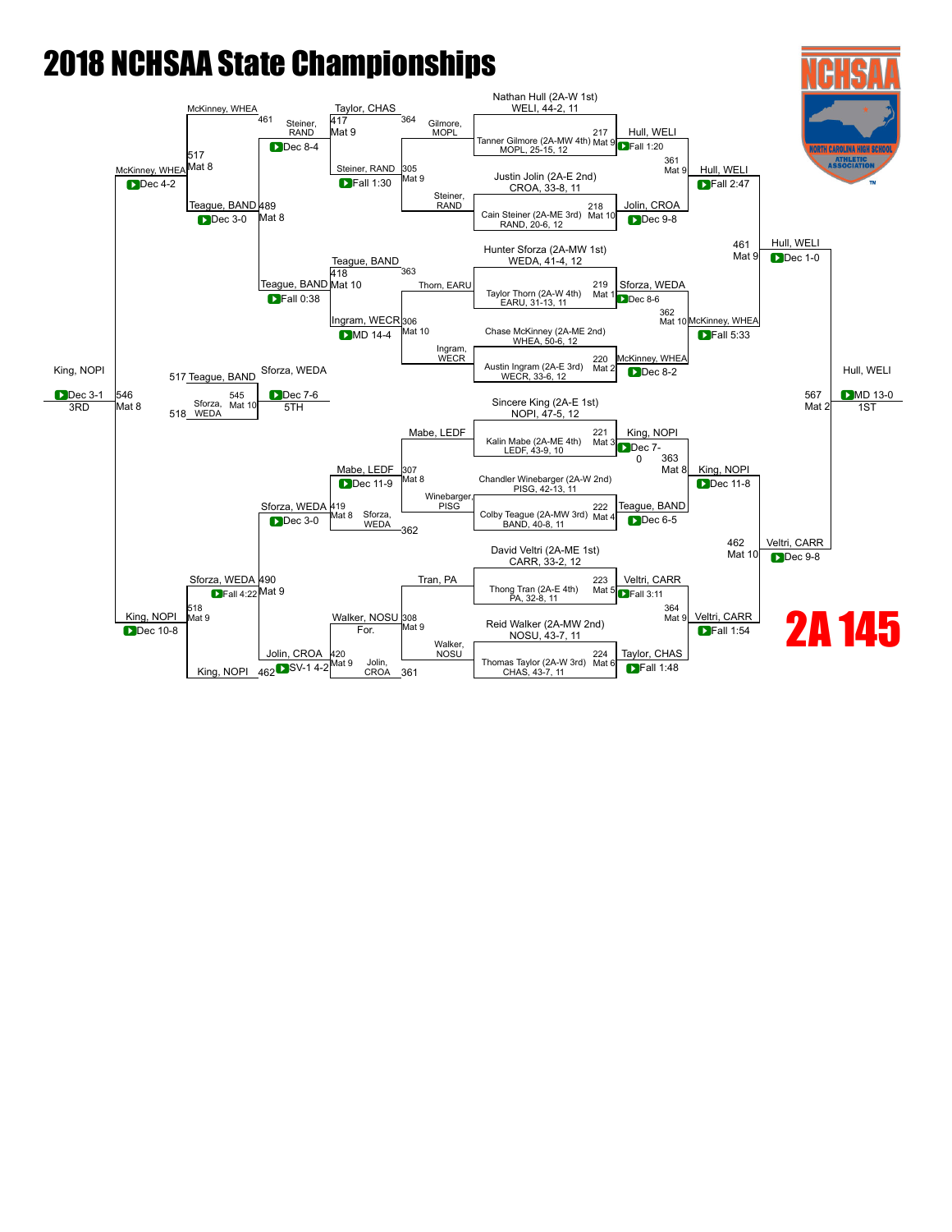# 2018 NCHSAA State Championships

# 2A 145

## Championship Bracket

### First Round

| Bout | Mat | Wrestler | Opponent | Winner | Result |
|---|---|---|---|---|---|
| 217 | Mat 9 | Nathan Hull (2A-W 1st) WELI, 44-2, 11 | Tanner Gilmore (2A-MW 4th) MOPL, 25-15, 12 | Hull, WELI | Fall 1:20 |
| 218 | Mat 10 | Justin Jolin (2A-E 2nd) CROA, 33-8, 11 | Cain Steiner (2A-ME 3rd) RAND, 20-6, 12 | Jolin, CROA | Dec 9-8 |
| 219 | Mat 1 | Hunter Sforza (2A-MW 1st) WEDA, 41-4, 12 | Taylor Thorn (2A-W 4th) EARU, 31-13, 11 | Sforza, WEDA | Dec 8-6 |
| 220 | Mat 2 | Chase McKinney (2A-ME 2nd) WHEA, 50-6, 12 | Austin Ingram (2A-E 3rd) WECR, 33-6, 12 | McKinney, WHEA | Dec 8-2 |
| 221 | Mat 3 | Sincere King (2A-E 1st) NOPI, 47-5, 12 | Kalin Mabe (2A-ME 4th) LEDF, 43-9, 10 | King, NOPI | Dec 7-0 |
| 222 | Mat 4 | Chandler Winebarger (2A-W 2nd) PISG, 42-13, 11 | Colby Teague (2A-MW 3rd) BAND, 40-8, 11 | Teague, BAND | Dec 6-5 |
| 223 | Mat 5 | David Veltri (2A-ME 1st) CARR, 33-2, 12 | Thong Tran (2A-E 4th) PA, 32-8, 11 | Veltri, CARR | Fall 3:11 |
| 224 | Mat 6 | Reid Walker (2A-MW 2nd) NOSU, 43-7, 11 | Thomas Taylor (2A-W 3rd) CHAS, 43-7, 11 | Taylor, CHAS | Fall 1:48 |

### Quarterfinals

| Bout | Mat | Winner | Result |
|---|---|---|---|
| 361 | Mat 9 | Hull, WELI | Fall 2:47 |
| 362 | Mat 10 | McKinney, WHEA | Fall 5:33 |
| 363 | Mat 8 | King, NOPI | Dec 11-8 |
| 364 | Mat 9 | Veltri, CARR | Fall 1:54 |

### Semifinals

| Bout | Mat | Winner | Result |
|---|---|---|---|
| 461 | Mat 9 | Hull, WELI | Dec 1-0 |
| 462 | Mat 10 | Veltri, CARR | Dec 9-8 |

### Final

| Bout | Mat | Winner | Result | Place |
|---|---|---|---|---|
| 567 | Mat 2 | Hull, WELI | MD 13-0 | 1ST |

## Consolation Bracket

| Bout | Mat | Wrestlers | Winner | Result |
|---|---|---|---|---|
| 305 | Mat 9 | Gilmore, MOPL vs. Steiner, RAND | Steiner, RAND | Fall 1:30 |
| 306 | Mat 10 | Thorn, EARU vs. Ingram, WECR | Ingram, WECR | MD 14-4 |
| 307 | Mat 8 | Mabe, LEDF vs. Winebarger, PISG | Mabe, LEDF | Dec 11-9 |
| 308 | Mat 9 | Tran, PA vs. Walker, NOSU | Walker, NOSU | For. |
| 417 | Mat 9 | Taylor, CHAS vs. Steiner, RAND | Steiner, RAND | Dec 8-4 |
| 418 | Mat 10 | Teague, BAND vs. Ingram, WECR | Teague, BAND | Fall 0:38 |
| 419 | Mat 8 | Mabe, LEDF vs. Sforza, WEDA | Sforza, WEDA | Dec 3-0 |
| 420 | Mat 9 | Walker, NOSU vs. Jolin, CROA | Jolin, CROA | SV-1 4-2 |
| 489 | Mat 8 | Steiner, RAND vs. Teague, BAND | Teague, BAND | Dec 3-0 |
| 490 | Mat 9 | Sforza, WEDA vs. Jolin, CROA | Sforza, WEDA | Fall 4:22 |
| 517 | Mat 8 | McKinney, WHEA vs. Teague, BAND | McKinney, WHEA | Dec 4-2 |
| 518 | Mat 9 | Sforza, WEDA vs. King, NOPI | King, NOPI | Dec 10-8 |
| 546 | Mat 8 | McKinney, WHEA vs. King, NOPI | King, NOPI | Dec 3-1 (3RD) |
| 545 | Mat 10 | Teague, BAND vs. Sforza, WEDA | Sforza, WEDA | Dec 7-6 (5TH) |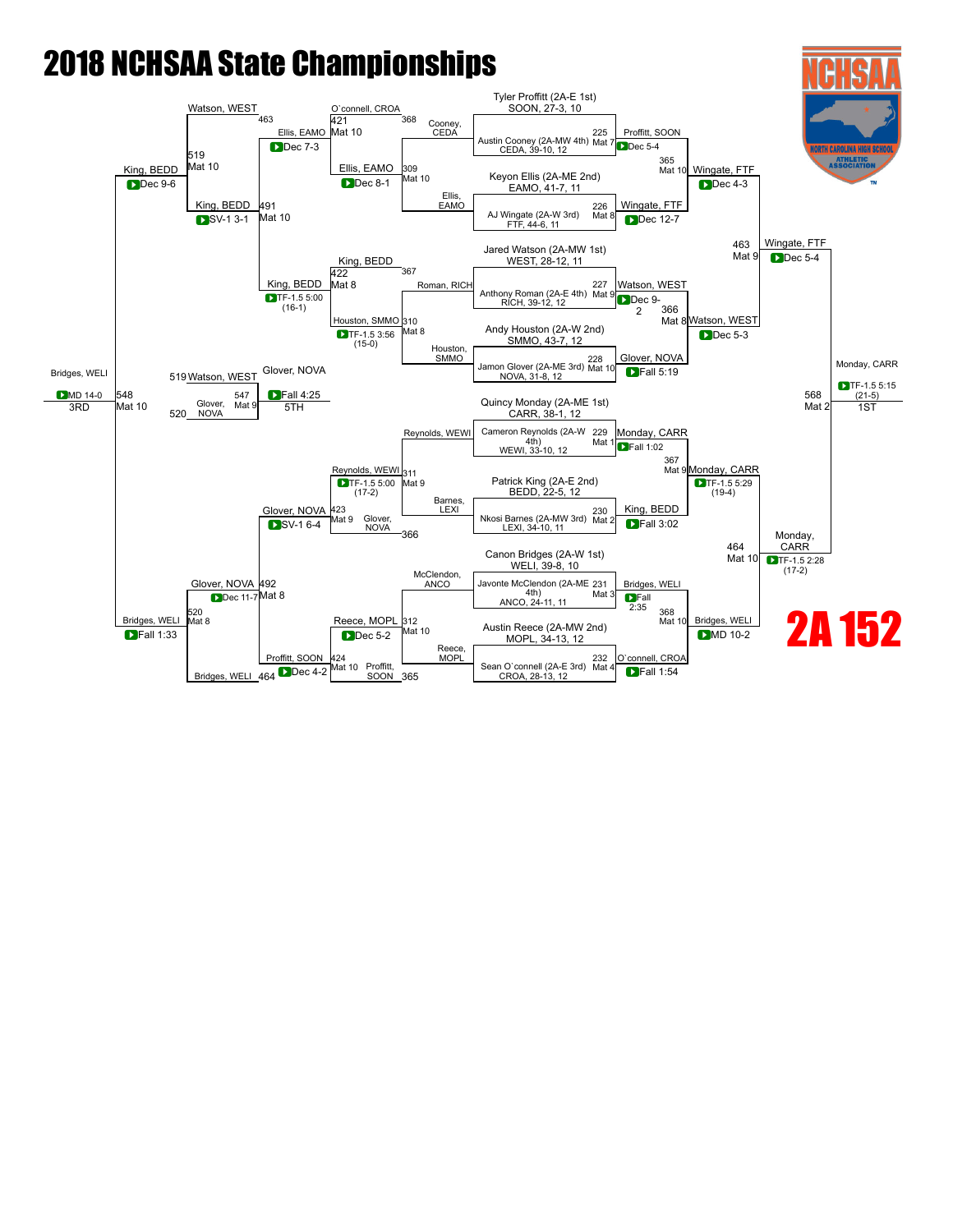# 2018 NCHSAA State Championships

## 2A 152

### Championship Bracket

**Top half**

- Tyler Proffitt (2A-E 1st) SOON, 27-3, 10 vs Austin Cooney (2A-MW 4th) CEDA, 39-10, 12 — Match 225, Mat 7: Proffitt, SOON, Dec 5-4
- Keyon Ellis (2A-ME 2nd) EAMO, 41-7, 11 vs AJ Wingate (2A-W 3rd) FTF, 44-6, 11 — Match 226, Mat 8: Wingate, FTF, Dec 12-7
- Match 365, Mat 10: Wingate, FTF, Dec 4-3 (over Proffitt, SOON)
- Jared Watson (2A-MW 1st) WEST, 28-12, 11 vs Anthony Roman (2A-E 4th) RICH, 39-12, 12 — Match 227, Mat 9: Watson, WEST, Dec 9-2
- Andy Houston (2A-W 2nd) SMMO, 43-7, 12 vs Jamon Glover (2A-ME 3rd) NOVA, 31-8, 12 — Match 228, Mat 10: Glover, NOVA, Fall 5:19
- Match 366, Mat 8: Watson, WEST, Dec 5-3 (over Glover, NOVA)
- Match 463, Mat 9: Wingate, FTF, Dec 5-4 (over Watson, WEST)

**Bottom half**

- Quincy Monday (2A-ME 1st) CARR, 38-1, 12 vs Cameron Reynolds (2A-W 4th) WEWI, 33-10, 12 — Match 229, Mat 1: Monday, CARR, Fall 1:02
- Patrick King (2A-E 2nd) BEDD, 22-5, 12 vs Nkosi Barnes (2A-MW 3rd) LEXI, 34-10, 11 — Match 230, Mat 2: King, BEDD, Fall 3:02
- Match 367, Mat 9: Monday, CARR, TF-1.5 5:29 (19-4) (over King, BEDD)
- Canon Bridges (2A-W 1st) WELI, 39-8, 10 vs Javonte McClendon (2A-ME 4th) ANCO, 24-11, 11 — Match 231, Mat 3: Bridges, WELI, Fall 2:35
- Austin Reece (2A-MW 2nd) MOPL, 34-13, 12 vs Sean O`connell (2A-E 3rd) CROA, 28-13, 12 — Match 232, Mat 4: O`connell, CROA, Fall 1:54
- Match 368, Mat 10: Bridges, WELI, MD 10-2 (over O`connell, CROA)
- Match 464, Mat 10: Monday, CARR, TF-1.5 2:28 (17-2) (over Bridges, WELI)

**Final**

- Match 568, Mat 2: Monday, CARR, TF-1.5 5:15 (21-5) over Wingate, FTF — **1ST**

### Consolation Bracket

**Top half**

- Match 309, Mat 10: Ellis, EAMO, Dec 8-1 (Cooney, CEDA vs Ellis, EAMO)
- Match 421, Mat 10 / Match 368: O`connell, CROA vs Ellis, EAMO — Ellis, EAMO, Dec 7-3
- Match 310, Mat 8: Houston, SMMO, TF-1.5 3:56 (15-0) (Roman, RICH vs Houston, SMMO)
- Match 422, Mat 8 / Match 367: King, BEDD vs Houston, SMMO — King, BEDD, TF-1.5 5:00 (16-1)
- Match 463 / Match 519, Mat 10: Watson, WEST vs Ellis, EAMO — Watson, WEST
- Match 491, Mat 10: King, BEDD, SV-1 3-1 (over Ellis, EAMO)
- Match 519: King, BEDD, Dec 9-6

**Bottom half**

- Match 311, Mat 9: Reynolds, WEWI, TF-1.5 5:00 (17-2) (Reynolds, WEWI vs Barnes, LEXI)
- Match 423, Mat 9 / Match 366: Glover, NOVA vs Reynolds, WEWI — Glover, NOVA, SV-1 6-4
- Match 312, Mat 10: Reece, MOPL, Dec 5-2 (McClendon, ANCO vs Reece, MOPL)
- Match 424, Mat 10 / Match 365: Proffitt, SOON vs Reece, MOPL — Proffitt, SOON, Dec 4-2
- Match 492, Mat 8: Glover, NOVA, Dec 11-7 (over Proffitt, SOON)
- Match 464 / Match 520, Mat 8: Bridges, WELI vs Glover, NOVA — Bridges, WELI, Fall 1:33

**Placement Matches**

- 3rd Place — Match 548, Mat 10: Bridges, WELI, MD 14-0 over King, BEDD — **3RD**
- 5th Place — Match 547, Mat 9: Glover, NOVA, Fall 4:25 over Watson, WEST — **5TH**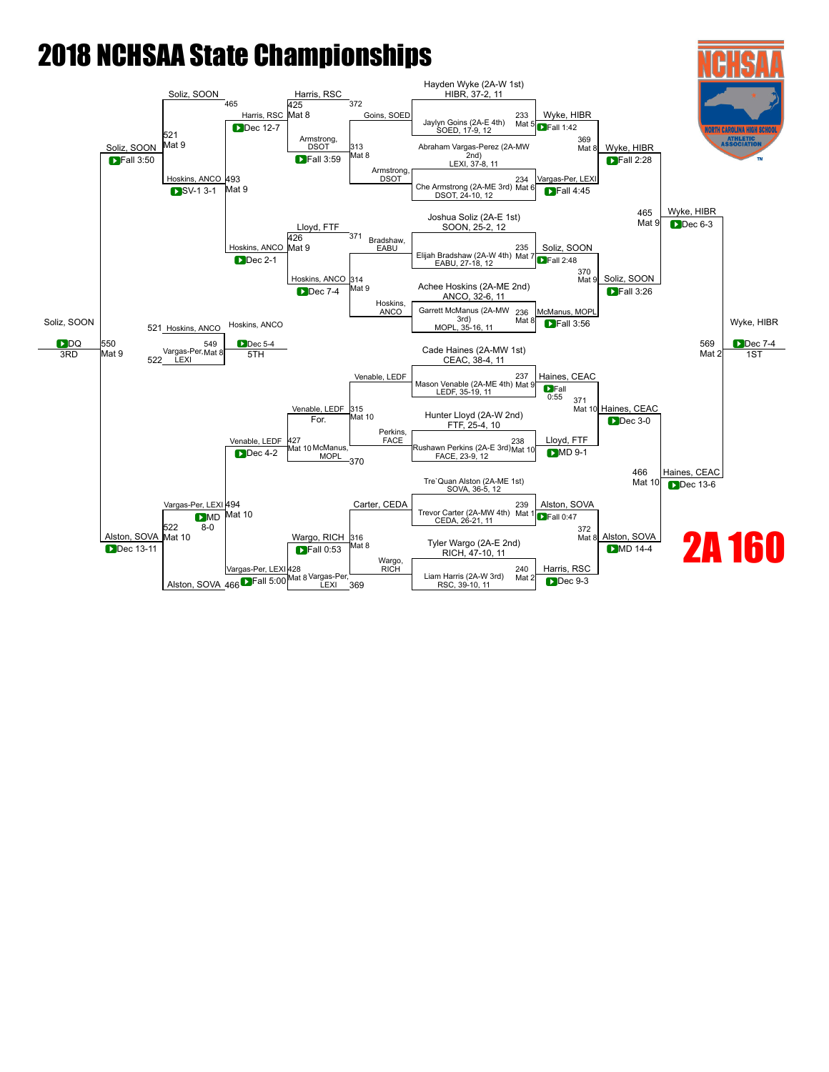# 2018 NCHSAA State Championships

## 2A 160

### Championship Bracket

**First Round**

| Bout | Mat | Wrestler | Wrestler | Winner | Result |
|---|---|---|---|---|---|
| 233 | Mat 5 | Hayden Wyke (2A-W 1st) HIBR, 37-2, 11 | Jaylyn Goins (2A-E 4th) SOED, 17-9, 12 | Wyke, HIBR | Fall 1:42 |
| 234 | Mat 6 | Abraham Vargas-Perez (2A-MW 2nd) LEXI, 37-8, 11 | Che Armstrong (2A-ME 3rd) DSOT, 24-10, 12 | Vargas-Per, LEXI | Fall 4:45 |
| 235 | Mat 7 | Joshua Soliz (2A-E 1st) SOON, 25-2, 12 | Elijah Bradshaw (2A-W 4th) EABU, 27-18, 12 | Soliz, SOON | Fall 2:48 |
| 236 | Mat 8 | Achee Hoskins (2A-ME 2nd) ANCO, 32-6, 11 | Garrett McManus (2A-MW 3rd) MOPL, 35-16, 11 | McManus, MOPL | Fall 3:56 |
| 237 | Mat 9 | Cade Haines (2A-MW 1st) CEAC, 38-4, 11 | Mason Venable (2A-ME 4th) LEDF, 35-19, 11 | Haines, CEAC | Fall 0:55 |
| 238 | Mat 10 | Hunter Lloyd (2A-W 2nd) FTF, 25-4, 10 | Rushawn Perkins (2A-E 3rd) FACE, 23-9, 12 | Lloyd, FTF | MD 9-1 |
| 239 | Mat 1 | Tre`Quan Alston (2A-ME 1st) SOVA, 36-5, 12 | Trevor Carter (2A-MW 4th) CEDA, 26-21, 11 | Alston, SOVA | Fall 0:47 |
| 240 | Mat 2 | Tyler Wargo (2A-E 2nd) RICH, 47-10, 11 | Liam Harris (2A-W 3rd) RSC, 39-10, 11 | Harris, RSC | Dec 9-3 |

**Quarterfinals**

| Bout | Mat | Winner | Result |
|---|---|---|---|
| 369 | Mat 8 | Wyke, HIBR | Fall 2:28 |
| 370 | Mat 9 | Soliz, SOON | Fall 3:26 |
| 371 | Mat 10 | Haines, CEAC | Dec 3-0 |
| 372 | Mat 8 | Alston, SOVA | MD 14-4 |

**Semifinals**

| Bout | Mat | Winner | Result |
|---|---|---|---|
| 465 | Mat 9 | Wyke, HIBR | Dec 6-3 |
| 466 | Mat 10 | Haines, CEAC | Dec 13-6 |

**Final**

| Bout | Mat | Winner | Result |
|---|---|---|---|
| 569 | Mat 2 | Wyke, HIBR (1ST) | Dec 7-4 |

### Consolation Bracket

| Bout | Mat | Wrestlers | Winner | Result |
|---|---|---|---|---|
| 313 | Mat 8 | Goins, SOED vs Armstrong, DSOT | Armstrong, DSOT | Fall 3:59 |
| 314 | Mat 9 | Bradshaw, EABU vs Hoskins, ANCO | Hoskins, ANCO | Dec 7-4 |
| 315 | Mat 10 | Venable, LEDF vs Perkins, FACE | Venable, LEDF | For. |
| 316 | Mat 8 | Carter, CEDA vs Wargo, RICH | Wargo, RICH | Fall 0:53 |
| 425 | Mat 8 | Harris, RSC vs Armstrong, DSOT | Harris, RSC | Dec 12-7 |
| 426 | Mat 9 | Lloyd, FTF vs Hoskins, ANCO | Hoskins, ANCO | Dec 2-1 |
| 427 | Mat 10 | Venable, LEDF vs McManus, MOPL | Venable, LEDF | Dec 4-2 |
| 428 | Mat 8 | Wargo, RICH vs Vargas-Per, LEXI | Vargas-Per, LEXI | Fall 5:00 |
| 493 | Mat 9 | Soliz, SOON vs Harris, RSC | Hoskins, ANCO | SV-1 3-1 |
| 494 | Mat 10 | Venable, LEDF vs Alston, SOVA | Vargas-Per, LEXI | MD 8-0 |
| 521 | Mat 9 | Soliz, SOON vs Hoskins, ANCO | Soliz, SOON | Fall 3:50 |
| 522 | Mat 10 | Vargas-Per, LEXI vs Alston, SOVA | Alston, SOVA | Dec 13-11 |
| 549 | Mat 8 | Hoskins, ANCO vs Vargas-Per, LEXI | Hoskins, ANCO (5TH) | Dec 5-4 |
| 550 | Mat 9 | Soliz, SOON vs Alston, SOVA | Soliz, SOON (3RD) | DQ |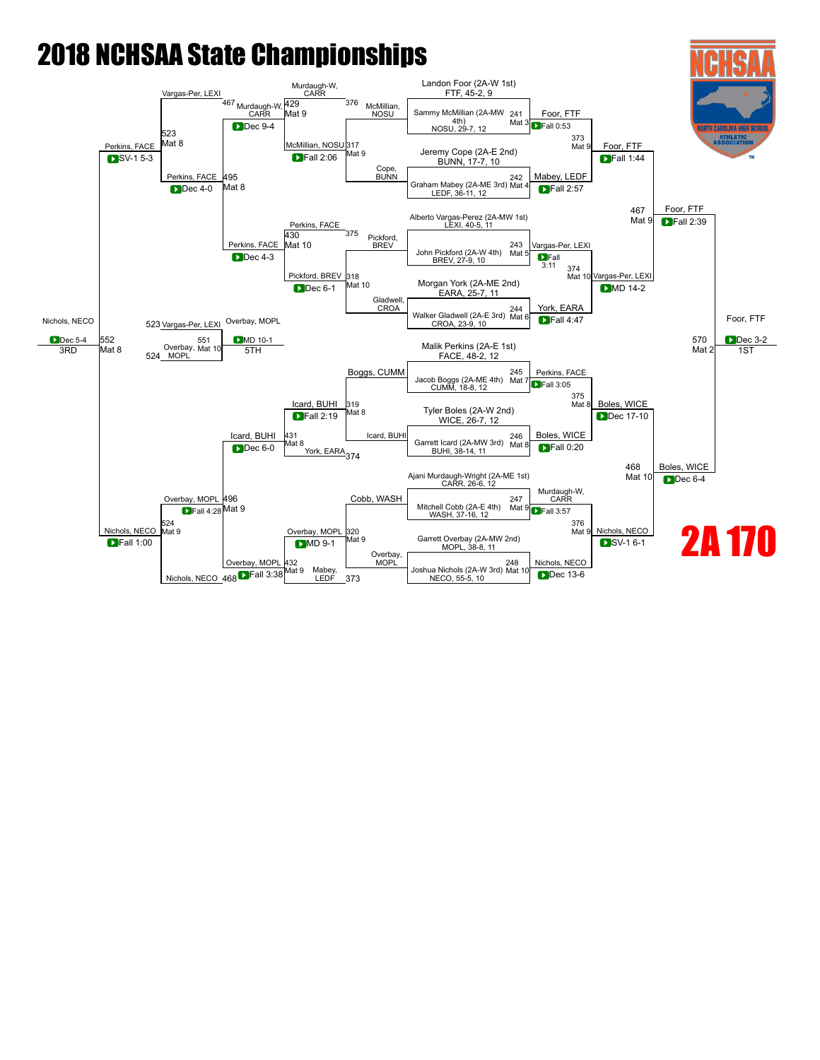# 2018 NCHSAA State Championships

## 2A 170

### Championship Bracket

**First Round**

| Bout | Mat | Wrestler 1 | Wrestler 2 | Winner | Result |
|---|---|---|---|---|---|
| 241 | Mat 3 | Landon Foor (2A-W 1st) FTF, 45-2, 9 | Sammy McMillian (2A-MW 4th) NOSU, 29-7, 12 | Foor, FTF | Fall 0:53 |
| 242 | Mat 4 | Jeremy Cope (2A-E 2nd) BUNN, 17-7, 10 | Graham Mabey (2A-ME 3rd) LEDF, 36-11, 12 | Mabey, LEDF | Fall 2:57 |
| 243 | Mat 5 | Alberto Vargas-Perez (2A-MW 1st) LEXI, 40-5, 11 | John Pickford (2A-W 4th) BREV, 27-9, 10 | Vargas-Per, LEXI | Fall 3:11 |
| 244 | Mat 6 | Morgan York (2A-ME 2nd) EARA, 25-7, 11 | Walker Gladwell (2A-E 3rd) CROA, 23-9, 10 | York, EARA | Fall 4:47 |
| 245 | Mat 7 | Malik Perkins (2A-E 1st) FACE, 48-2, 12 | Jacob Boggs (2A-ME 4th) CUMM, 18-8, 12 | Perkins, FACE | Fall 3:05 |
| 246 | Mat 8 | Tyler Boles (2A-W 2nd) WICE, 26-7, 12 | Garrett Icard (2A-MW 3rd) BUHI, 38-14, 11 | Boles, WICE | Fall 0:20 |
| 247 | Mat 9 | Ajani Murdaugh-Wright (2A-ME 1st) CARR, 26-6, 12 | Mitchell Cobb (2A-E 4th) WASH, 37-16, 12 | Murdaugh-W, CARR | Fall 3:57 |
| 248 | Mat 10 | Garrett Overbay (2A-MW 2nd) MOPL, 38-8, 11 | Joshua Nichols (2A-W 3rd) NECO, 55-5, 10 | Nichols, NECO | Dec 13-6 |

**Quarterfinals**

| Bout | Mat | Winner | Result |
|---|---|---|---|
| 373 | Mat 9 | Foor, FTF | Fall 1:44 |
| 374 | Mat 10 | Vargas-Per, LEXI | MD 14-2 |
| 375 | Mat 8 | Boles, WICE | Dec 17-10 |
| 376 | Mat 9 | Nichols, NECO | SV-1 6-1 |

**Semifinals**

| Bout | Mat | Winner | Result |
|---|---|---|---|
| 467 | Mat 9 | Foor, FTF | Fall 2:39 |
| 468 | Mat 10 | Boles, WICE | Dec 6-4 |

**Final (1ST)**

| Bout | Mat | Winner | Result |
|---|---|---|---|
| 570 | Mat 2 | Foor, FTF | Dec 3-2 |

### Consolation Bracket

| Bout | Mat | Wrestlers | Winner | Result |
|---|---|---|---|---|
| 376 | | McMillian, NOSU / Murdaugh-W, CARR | Murdaugh-W, CARR | |
| 317 | Mat 9 | McMillian, NOSU / Cope, BUNN | McMillian, NOSU | Fall 2:06 |
| 429 | Mat 9 | Murdaugh-W, CARR / McMillian, NOSU | Murdaugh-W, CARR | Dec 9-4 |
| 375 | | Pickford, BREV / Perkins, FACE | Perkins, FACE | |
| 318 | Mat 10 | Pickford, BREV / Gladwell, CROA | Pickford, BREV | Dec 6-1 |
| 430 | Mat 10 | Perkins, FACE / Pickford, BREV | Perkins, FACE | Dec 4-3 |
| 319 | Mat 8 | Boggs, CUMM / Icard, BUHI | Icard, BUHI | Fall 2:19 |
| 431 | Mat 8 | Icard, BUHI / York, EARA | Icard, BUHI | Dec 6-0 |
| 374 | | York, EARA | | |
| 320 | Mat 9 | Cobb, WASH / Overbay, MOPL | Overbay, MOPL | MD 9-1 |
| 432 | Mat 9 | Overbay, MOPL / Mabey, LEDF | Overbay, MOPL | Fall 3:38 |
| 373 | | Mabey, LEDF | | |
| 495 | Mat 8 | Murdaugh-W, CARR / Perkins, FACE | Perkins, FACE | Dec 4-0 |
| 496 | Mat 9 | Icard, BUHI / Overbay, MOPL | Overbay, MOPL | Fall 4:28 |
| 523 | Mat 8 | Vargas-Per, LEXI / Perkins, FACE | Perkins, FACE | SV-1 5-3 |
| 524 | Mat 9 | Overbay, MOPL / Nichols, NECO | Nichols, NECO | Fall 1:00 |

**3RD Place**

| Bout | Mat | Winner | Result |
|---|---|---|---|
| 552 | Mat 8 | Nichols, NECO | Dec 5-4 |

**5TH Place**

| Bout | Mat | Wrestlers | Winner | Result |
|---|---|---|---|---|
| 551 | Mat 10 | Vargas-Per, LEXI (523) / Overbay, MOPL (524) | Overbay, MOPL | MD 10-1 |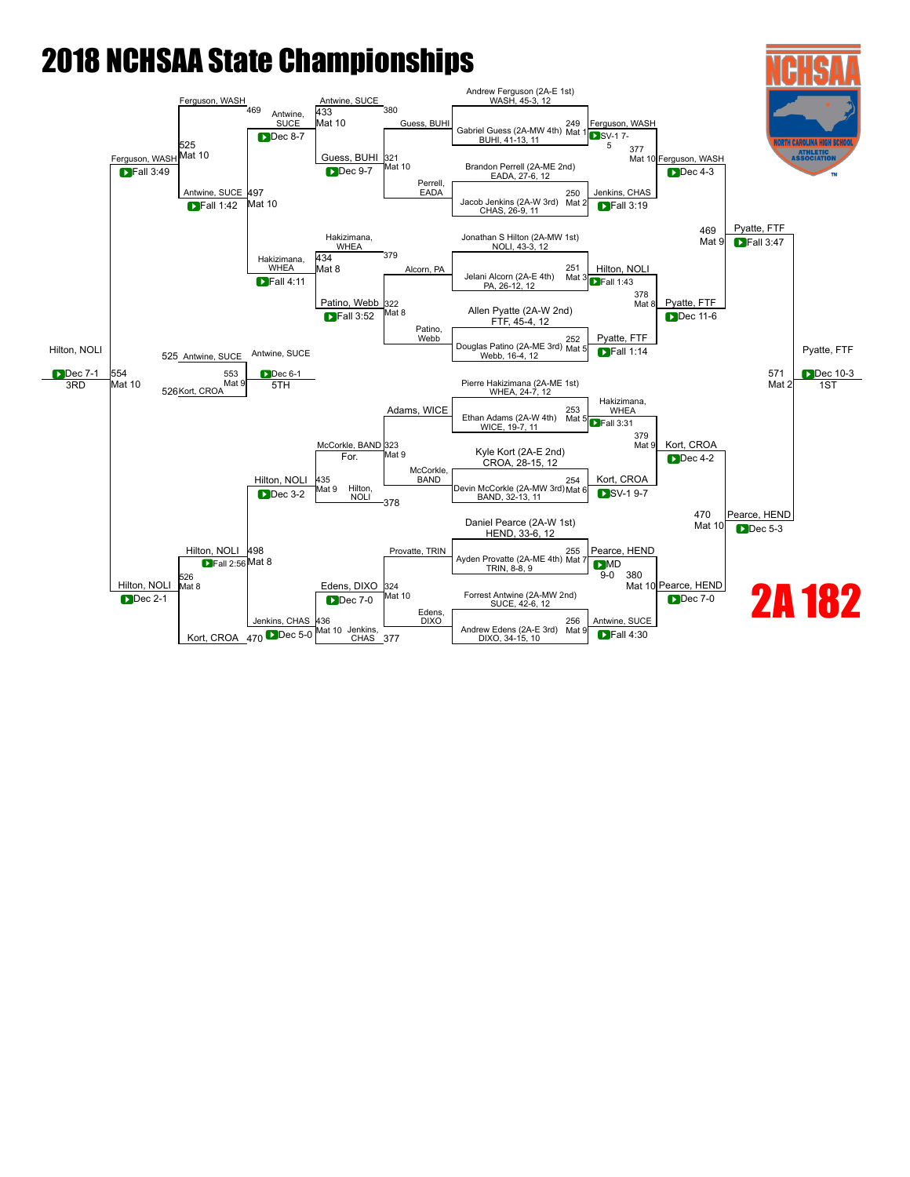# 2018 NCHSAA State Championships

**2A 182**

## Championship Bracket

### First Round

| Bout | Mat | Wrestler 1 | Wrestler 2 | Winner | Result |
|---|---|---|---|---|---|
| 249 | Mat 1 | Andrew Ferguson (2A-E 1st) WASH, 45-3, 12 | Gabriel Guess (2A-MW 4th) BUHI, 41-13, 11 | Ferguson, WASH | SV-1 7-5 |
| 250 | Mat 2 | Brandon Perrell (2A-ME 2nd) EADA, 27-6, 12 | Jacob Jenkins (2A-W 3rd) CHAS, 26-9, 11 | Jenkins, CHAS | Fall 3:19 |
| 251 | Mat 3 | Jonathan S Hilton (2A-MW 1st) NOLI, 43-3, 12 | Jelani Alcorn (2A-E 4th) PA, 26-12, 12 | Hilton, NOLI | Fall 1:43 |
| 252 | Mat 5 | Allen Pyatte (2A-W 2nd) FTF, 45-4, 12 | Douglas Patino (2A-ME 3rd) Webb, 16-4, 12 | Pyatte, FTF | Fall 1:14 |
| 253 | Mat 5 | Pierre Hakizimana (2A-ME 1st) WHEA, 24-7, 12 | Ethan Adams (2A-W 4th) WICE, 19-7, 11 | Hakizimana, WHEA | Fall 3:31 |
| 254 | Mat 6 | Kyle Kort (2A-E 2nd) CROA, 28-15, 12 | Devin McCorkle (2A-MW 3rd) BAND, 32-13, 11 | Kort, CROA | SV-1 9-7 |
| 255 | Mat 7 | Daniel Pearce (2A-W 1st) HEND, 33-6, 12 | Ayden Provatte (2A-ME 4th) TRIN, 8-8, 9 | Pearce, HEND | MD 9-0 |
| 256 | Mat 9 | Forrest Antwine (2A-MW 2nd) SUCE, 42-6, 12 | Andrew Edens (2A-E 3rd) DIXO, 34-15, 10 | Antwine, SUCE | Fall 4:30 |

### Quarterfinals

| Bout | Mat | Winner | Result |
|---|---|---|---|
| 377 | Mat 10 | Ferguson, WASH | Dec 4-3 |
| 378 | Mat 8 | Pyatte, FTF | Dec 11-6 |
| 379 | Mat 9 | Kort, CROA | Dec 4-2 |
| 380 | Mat 10 | Pearce, HEND | Dec 7-0 |

### Semifinals

| Bout | Mat | Winner | Result |
|---|---|---|---|
| 469 | Mat 9 | Pyatte, FTF | Fall 3:47 |
| 470 | Mat 10 | Pearce, HEND | Dec 5-3 |

### Final

| Bout | Mat | Winner | Result | Place |
|---|---|---|---|---|
| 571 | Mat 2 | Pyatte, FTF | Dec 10-3 | 1ST |

## Consolation Bracket

### Consolation Round 1

| Bout | Mat | Wrestlers | Winner | Result |
|---|---|---|---|---|
| 321 | Mat 10 | Guess, BUHI vs. Perrell, EADA | Guess, BUHI | Dec 9-7 |
| 322 | Mat 8 | Alcorn, PA vs. Patino, Webb | Patino, Webb | Fall 3:52 |
| 323 | Mat 9 | Adams, WICE vs. McCorkle, BAND | McCorkle, BAND | For. |
| 324 | Mat 10 | Provatte, TRIN vs. Edens, DIXO | Edens, DIXO | Dec 7-0 |

### Consolation Round 2

| Bout | Mat | Wrestlers | Winner | Result |
|---|---|---|---|---|
| 433 | Mat 10 | Antwine, SUCE vs. Guess, BUHI | Antwine, SUCE | Dec 8-7 |
| 434 | Mat 8 | Hakizimana, WHEA vs. Patino, Webb | Hakizimana, WHEA | Fall 4:11 |
| 435 | Mat 9 | McCorkle, BAND vs. Hilton, NOLI | Hilton, NOLI | Dec 3-2 |
| 436 | Mat 10 | Jenkins, CHAS vs. Edens, DIXO | Jenkins, CHAS | Dec 5-0 |

### Consolation Semifinals

| Bout | Mat | Wrestlers | Winner | Result |
|---|---|---|---|---|
| 497 | Mat 10 | Antwine, SUCE vs. Hakizimana, WHEA | Antwine, SUCE | Fall 1:42 |
| 498 | Mat 8 | Hilton, NOLI vs. Jenkins, CHAS | Hilton, NOLI | Fall 2:56 |
| 525 | Mat 10 | Ferguson, WASH vs. Antwine, SUCE | Ferguson, WASH | Fall 3:49 |
| 526 | Mat 8 | Hilton, NOLI vs. Kort, CROA | Hilton, NOLI | Dec 2-1 |

### Placement Matches

| Bout | Mat | Wrestlers | Winner | Result | Place |
|---|---|---|---|---|---|
| 553 | Mat 9 | Antwine, SUCE vs. Kort, CROA | Antwine, SUCE | Dec 6-1 | 5TH |
| 554 | Mat 10 | Ferguson, WASH vs. Hilton, NOLI | Hilton, NOLI | Dec 7-1 | 3RD |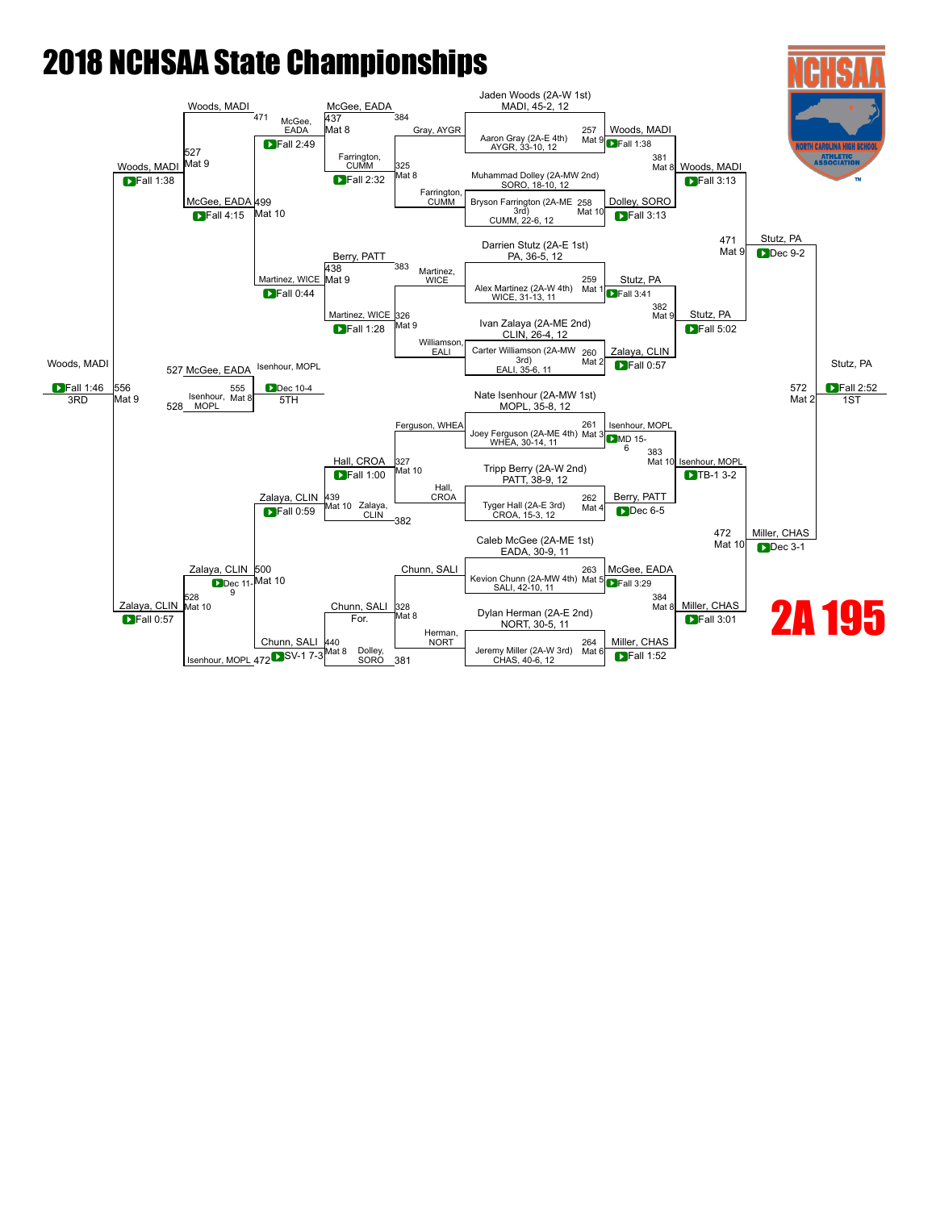# 2018 NCHSAA State Championships

## 2A 195

### Championship Bracket

**Seeds:**
- Jaden Woods (2A-W 1st) MADI, 45-2, 12
- Aaron Gray (2A-E 4th) AYGR, 33-10, 12
- Muhammad Dolley (2A-MW 2nd) SORO, 18-10, 12
- Bryson Farrington (2A-ME 3rd) CUMM, 22-6, 12
- Darrien Stutz (2A-E 1st) PA, 36-5, 12
- Alex Martinez (2A-W 4th) WICE, 31-13, 11
- Ivan Zalaya (2A-ME 2nd) CLIN, 26-4, 12
- Carter Williamson (2A-MW 3rd) EALI, 35-6, 11
- Nate Isenhour (2A-MW 1st) MOPL, 35-8, 12
- Joey Ferguson (2A-ME 4th) WHEA, 30-14, 11
- Tripp Berry (2A-W 2nd) PATT, 38-9, 12
- Tyger Hall (2A-E 3rd) CROA, 15-3, 12
- Caleb McGee (2A-ME 1st) EADA, 30-9, 11
- Kevion Chunn (2A-MW 4th) SALI, 42-10, 11
- Dylan Herman (2A-E 2nd) NORT, 30-5, 11
- Jeremy Miller (2A-W 3rd) CHAS, 40-6, 12

**Quarterfinals:**
- 257 Mat 9: Woods, MADI — Fall 1:38
- 258 Mat 10: Dolley, SORO — Fall 3:13
- 259 Mat 1: Stutz, PA — Fall 3:41
- 260 Mat 2: Zalaya, CLIN — Fall 0:57
- 261 Mat 3: Isenhour, MOPL — MD 15-6
- 262 Mat 4: Berry, PATT — Dec 6-5
- 263 Mat 5: McGee, EADA — Fall 3:29
- 264 Mat 6: Miller, CHAS — Fall 1:52

**Semifinals:**
- 381 Mat 8: Woods, MADI — Fall 3:13
- 382 Mat 9: Stutz, PA — Fall 5:02
- 383 Mat 10: Isenhour, MOPL — TB-1 3-2
- 384 Mat 8: Miller, CHAS — Fall 3:01

**Finals:**
- 471 Mat 9: Stutz, PA — Dec 9-2
- 472 Mat 10: Miller, CHAS — Dec 3-1
- 572 Mat 2: Stutz, PA — Fall 2:52 — 1ST

### Consolation Bracket

**Consolation Round 1:**
- 325 Mat 8: Farrington, CUMM over Gray, AYGR — Fall 2:32
- 326 Mat 9: Martinez, WICE over Williamson, EALI — Fall 1:28
- 327 Mat 10: Hall, CROA over Ferguson, WHEA — Fall 1:00
- 328 Mat 8: Chunn, SALI over Herman, NORT — For.

**Consolation Round 2:**
- 437 Mat 8: McGee, EADA over Farrington, CUMM — Fall 2:49
- 438 Mat 9: Martinez, WICE over Berry, PATT — Fall 0:44
- 439 Mat 10: Zalaya, CLIN over Hall, CROA — Fall 0:59
- 440 Mat 8: Chunn, SALI over Dolley, SORO — SV-1 7-3

**Consolation Quarterfinals:**
- 499 Mat 10: McGee, EADA over Martinez, WICE — Fall 4:15
- 500 Mat 10: Zalaya, CLIN over Chunn, SALI — Dec 11-9

**Consolation Semifinals:**
- 527 Mat 9: Woods, MADI over McGee, EADA — Fall 1:38
- 528 Mat 10: Zalaya, CLIN over Isenhour, MOPL — Fall 0:57

**Placement:**
- 556 Mat 9: Woods, MADI over Zalaya, CLIN — Fall 1:46 — 3RD
- 555 Mat 8: Isenhour, MOPL over McGee, EADA — Dec 10-4 — 5TH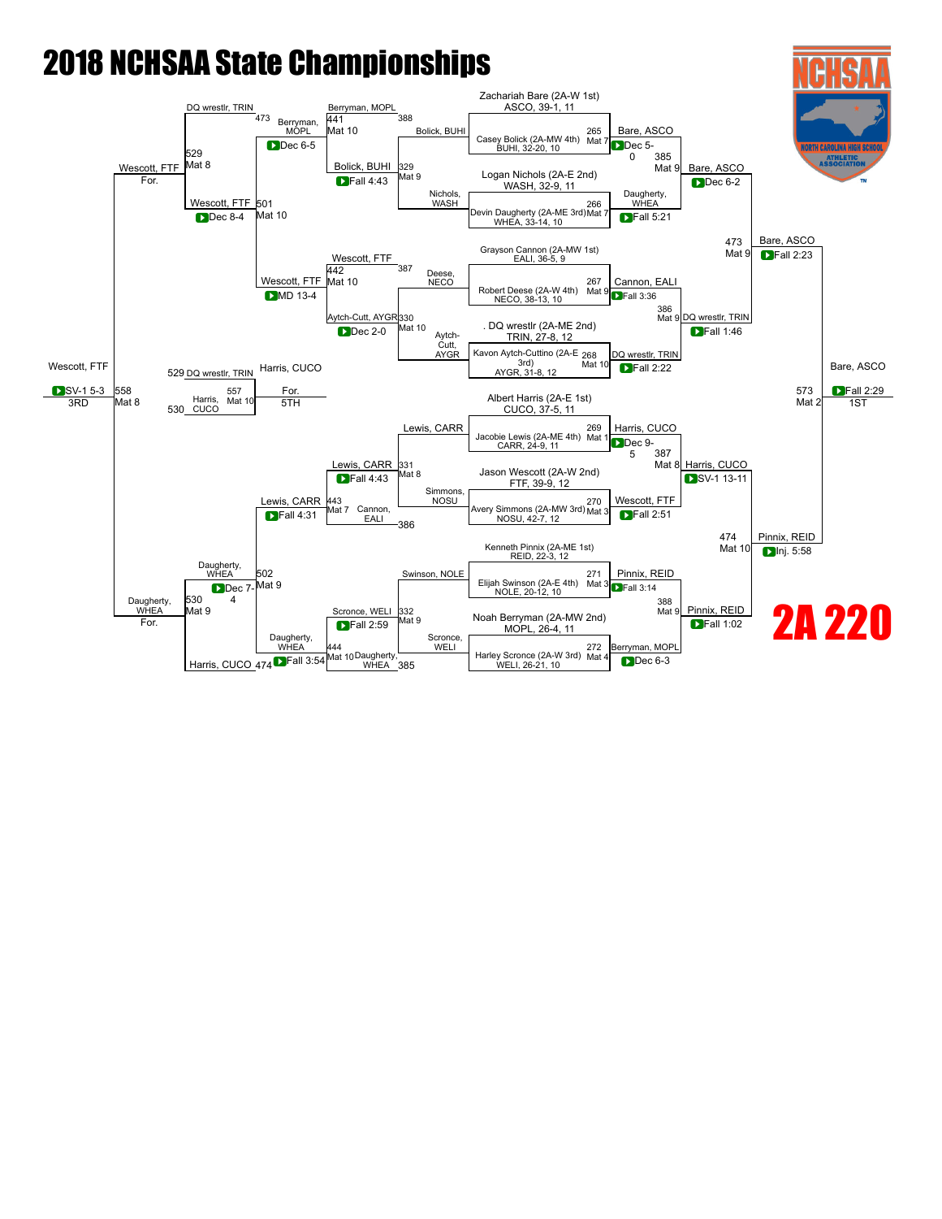# 2018 NCHSAA State Championships

# 2A 220

## Championship Bracket

**Seeds / First Round**

| Bout | Mat | Wrestler | Wrestler | Winner | Result |
|---|---|---|---|---|---|
| 265 | Mat 7 | Zachariah Bare (2A-W 1st) ASCO, 39-1, 11 | Casey Bolick (2A-MW 4th) BUHI, 32-20, 10 | Bare, ASCO | Dec 5-0 |
| 266 | Mat 7 | Logan Nichols (2A-E 2nd) WASH, 32-9, 11 | Devin Daugherty (2A-ME 3rd) WHEA, 33-14, 10 | Daugherty, WHEA | Fall 5:21 |
| 267 | Mat 9 | Grayson Cannon (2A-MW 1st) EALI, 36-5, 9 | Robert Deese (2A-W 4th) NECO, 38-13, 10 | Cannon, EALI | Fall 3:36 |
| 268 | Mat 10 | DQ wrestlr (2A-ME 2nd) TRIN, 27-8, 12 | Kavon Aytch-Cuttino (2A-E 3rd) AYGR, 31-8, 12 | DQ wrestlr, TRIN | Fall 2:22 |
| 269 | Mat 1 | Albert Harris (2A-E 1st) CUCO, 37-5, 11 | Jacobie Lewis (2A-ME 4th) CARR, 24-9, 11 | Harris, CUCO | Dec 9-5 |
| 270 | Mat 3 | Jason Wescott (2A-W 2nd) FTF, 39-9, 12 | Avery Simmons (2A-MW 3rd) NOSU, 42-7, 12 | Wescott, FTF | Fall 2:51 |
| 271 | Mat 3 | Kenneth Pinnix (2A-ME 1st) REID, 22-3, 12 | Elijah Swinson (2A-E 4th) NOLE, 20-12, 10 | Pinnix, REID | Fall 3:14 |
| 272 | Mat 4 | Noah Berryman (2A-MW 2nd) MOPL, 26-4, 11 | Harley Scronce (2A-W 3rd) WELI, 26-21, 10 | Berryman, MOPL | Dec 6-3 |

**Quarterfinals**

| Bout | Mat | Winner | Result |
|---|---|---|---|
| 385 | Mat 9 | Bare, ASCO | Dec 6-2 |
| 386 | Mat 9 | DQ wrestlr, TRIN | Fall 1:46 |
| 387 | Mat 8 | Harris, CUCO | SV-1 13-11 |
| 388 | Mat 9 | Pinnix, REID | Fall 1:02 |

**Semifinals**

| Bout | Mat | Winner | Result |
|---|---|---|---|
| 473 | Mat 9 | Bare, ASCO | Fall 2:23 |
| 474 | Mat 10 | Pinnix, REID | Inj. 5:58 |

**Final**

| Bout | Mat | Winner | Result |
|---|---|---|---|
| 573 | Mat 2 | Bare, ASCO (1ST) | Fall 2:29 |

## Consolation Bracket

| Bout | Mat | Wrestler | Wrestler | Winner | Result |
|---|---|---|---|---|---|
| 329 | Mat 9 | Bolick, BUHI | Nichols, WASH | Bolick, BUHI | Fall 4:43 |
| 330 | Mat 10 | Deese, NECO | Aytch-Cutt, AYGR | Aytch-Cutt, AYGR | Dec 2-0 |
| 331 | Mat 8 | Lewis, CARR | Simmons, NOSU | Lewis, CARR | Fall 4:43 |
| 332 | Mat 9 | Swinson, NOLE | Scronce, WELI | Scronce, WELI | Fall 2:59 |
| 441 | Mat 10 | Berryman, MOPL | Bolick, BUHI | Berryman, MOPL | Dec 6-5 |
| 442 | Mat 10 | Wescott, FTF | Aytch-Cutt, AYGR | Wescott, FTF | MD 13-4 |
| 443 | Mat 7 | Lewis, CARR | Cannon, EALI | Lewis, CARR | Fall 4:31 |
| 444 | Mat 10 | Scronce, WELI | Daugherty, WHEA | Daugherty, WHEA | Fall 3:54 |
| 501 | Mat 10 | Berryman, MOPL | Wescott, FTF | Wescott, FTF | Dec 8-4 |
| 502 | Mat 9 | Lewis, CARR | Daugherty, WHEA | Daugherty, WHEA | Dec 7-4 |
| 529 | Mat 8 | DQ wrestlr, TRIN | Wescott, FTF | Wescott, FTF | For. |
| 530 | Mat 9 | Daugherty, WHEA | Harris, CUCO | Daugherty, WHEA | For. |
| 557 | Mat 10 | DQ wrestlr, TRIN | Harris, CUCO | Harris, CUCO (5TH) | For. |
| 558 | Mat 8 | Wescott, FTF | Daugherty, WHEA | Wescott, FTF (3RD) | SV-1 5-3 |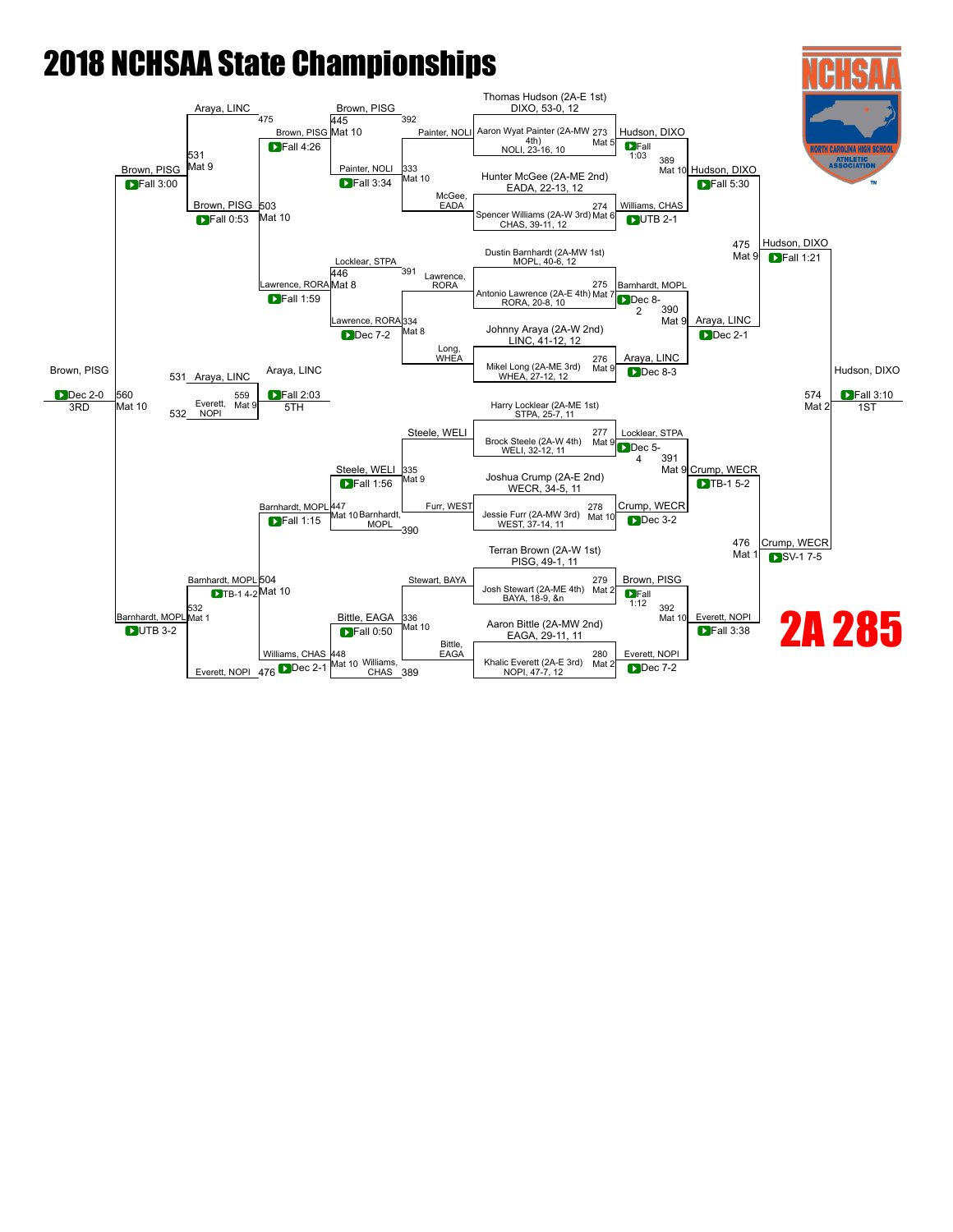# 2018 NCHSAA State Championships

## 2A 285

### Championship Bracket

Thomas Hudson (2A-E 1st) DIXO, 53-0, 12

Aaron Wyat Painter (2A-MW 4th) NOLI, 23-16, 10 — 273 Mat 5

Hudson, DIXO — Fall 1:03

Hunter McGee (2A-ME 2nd) EADA, 22-13, 12

Spencer Williams (2A-W 3rd) CHAS, 39-11, 12 — 274 Mat 6

Williams, CHAS — UTB 2-1

389 Mat 10 — Hudson, DIXO — Fall 5:30

Dustin Barnhardt (2A-MW 1st) MOPL, 40-6, 12

Antonio Lawrence (2A-E 4th) RORA, 20-8, 10 — 275 Mat 7

Barnhardt, MOPL — Dec 8-2

Johnny Araya (2A-W 2nd) LINC, 41-12, 12

Mikel Long (2A-ME 3rd) WHEA, 27-12, 12 — 276 Mat 9

Araya, LINC — Dec 8-3

390 Mat 9 — Araya, LINC — Dec 2-1

475 Mat 9 — Hudson, DIXO — Fall 1:21

Harry Locklear (2A-ME 1st) STPA, 25-7, 11

Brock Steele (2A-W 4th) WELI, 32-12, 11 — 277 Mat 9

Locklear, STPA — Dec 5-4

Joshua Crump (2A-E 2nd) WECR, 34-5, 11

Jessie Furr (2A-MW 3rd) WEST, 37-14, 11 — 278 Mat 10

Crump, WECR — Dec 3-2

391 Mat 9 — Crump, WECR — TB-1 5-2

Terran Brown (2A-W 1st) PISG, 49-1, 11

Josh Stewart (2A-ME 4th) BAYA, 18-9, &n — 279 Mat 2

Brown, PISG — Fall 1:12

Aaron Bittle (2A-MW 2nd) EAGA, 29-11, 11

Khalic Everett (2A-E 3rd) NOPI, 47-7, 12 — 280 Mat 2

Everett, NOPI — Dec 7-2

392 Mat 10 — Everett, NOPI — Fall 3:38

476 Mat 1 — Crump, WECR — SV-1 7-5

574 Mat 2 — Hudson, DIXO — Fall 3:10 — 1ST

### Consolation Bracket

392 — Painter, NOLI / 333 Mat 10 / McGee, EADA — Painter, NOLI — Fall 3:34

391 — Lawrence, RORA / 334 Mat 8 / Long, WHEA — Lawrence, RORA — Dec 7-2

Steele, WELI / 335 Mat 9 / Furr, WEST — Steele, WELI — Fall 1:56

Stewart, BAYA / 336 Mat 10 / Bittle, EAGA — Bittle, EAGA — Fall 0:50

Brown, PISG / 445 Mat 10 / Painter, NOLI — Brown, PISG — Fall 4:26

Locklear, STPA / 446 Mat 8 / Lawrence, RORA — Lawrence, RORA — Fall 1:59

Steele, WELI / 447 Mat 10 / Barnhardt, MOPL (390) — Barnhardt, MOPL — Fall 1:15

Williams, CHAS (389) / 448 Mat 10 / Bittle, EAGA — Williams, CHAS — Dec 2-1

475 Araya, LINC / 503 Mat 10 / Brown, PISG — Brown, PISG — Fall 0:53

Barnhardt, MOPL / 504 Mat 10 / Everett, NOPI (476) — Barnhardt, MOPL — TB-1 4-2

Araya, LINC / 531 Mat 9 / Brown, PISG — Brown, PISG — Fall 3:00

Barnhardt, MOPL / 532 Mat 1 / Everett, NOPI — Barnhardt, MOPL — UTB 3-2

531 Araya, LINC / 559 Mat 9 / 532 Everett, NOPI — Araya, LINC — Fall 2:03 — 5TH

Brown, PISG / 560 Mat 10 / Barnhardt, MOPL — Brown, PISG — Dec 2-0 — 3RD